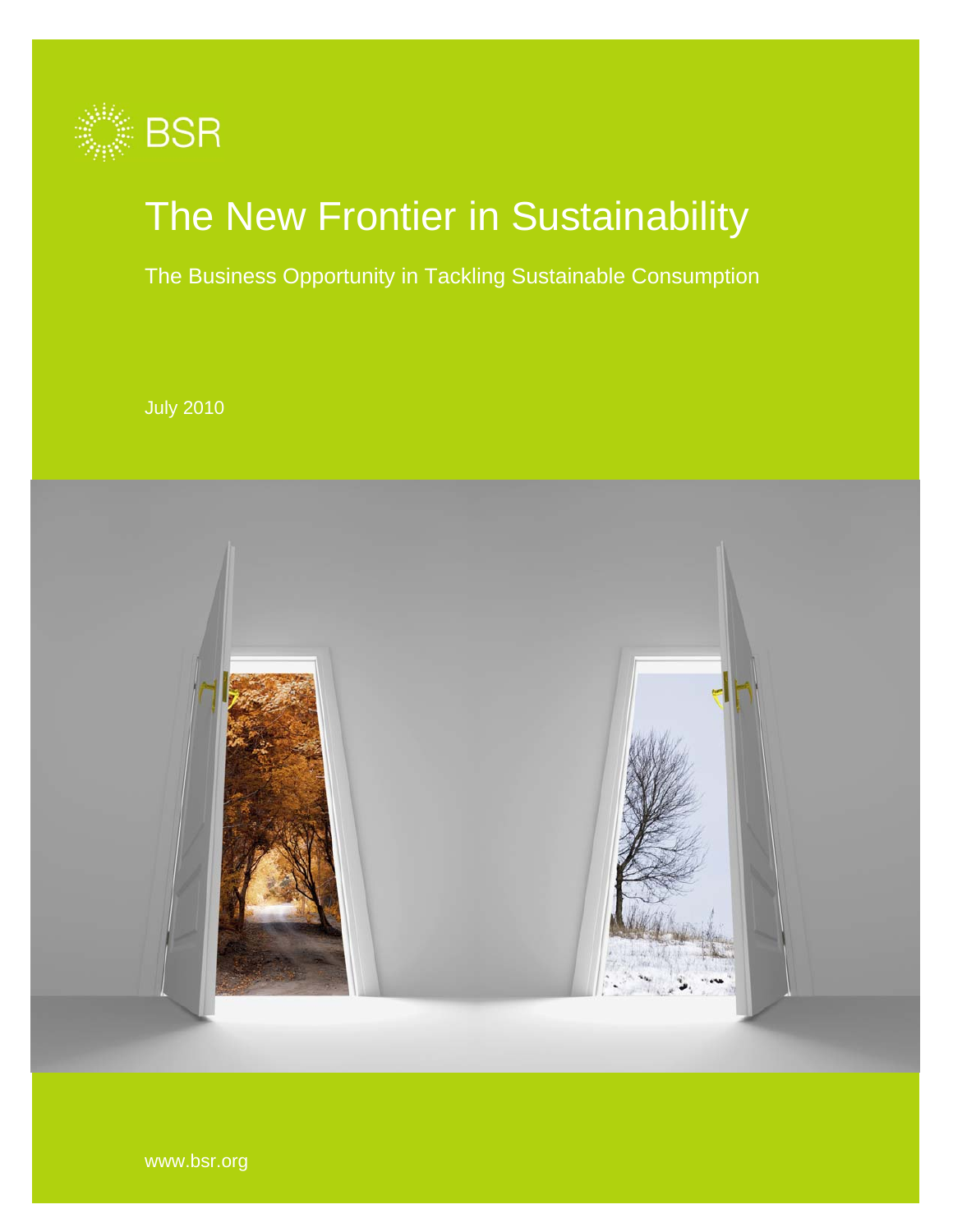BSR

# The New Frontier in Sustainability

## The Business Opportunity in Tackling Sustainable Consumption

July 2010

www.bsr.org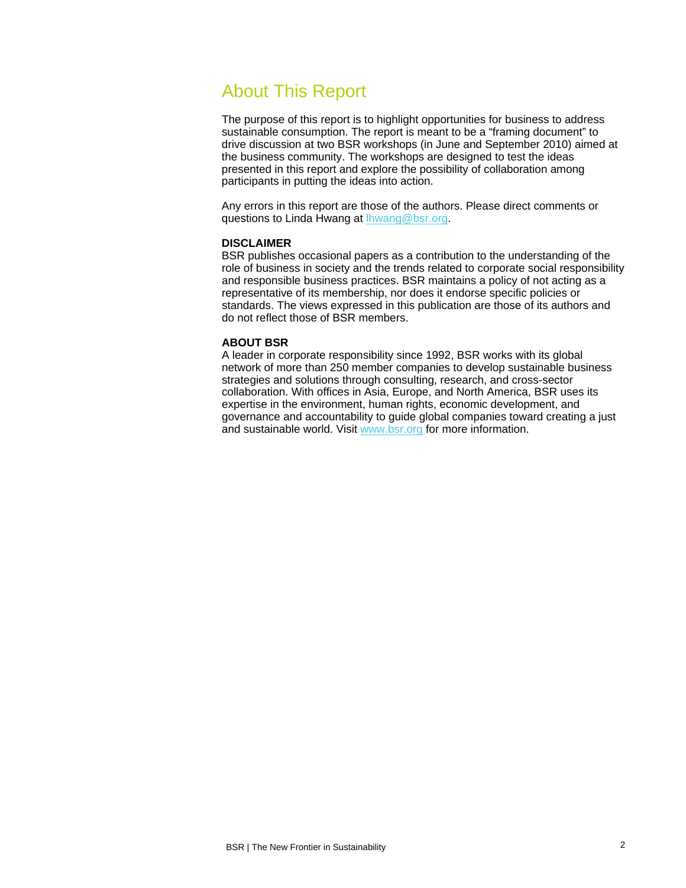# About This Report

The purpose of this report is to highlight opportunities for business to address sustainable consumption. The report is meant to be a "framing document" to drive discussion at two BSR workshops (in June and September 2010) aimed at the business community. The workshops are designed to test the ideas presented in this report and explore the possibility of collaboration among participants in putting the ideas into action.

Any errors in this report are those of the authors. Please direct comments or questions to Linda Hwang at lhwang@bsr.org.

**DISCLAIMER**

BSR publishes occasional papers as a contribution to the understanding of the role of business in society and the trends related to corporate social responsibility and responsible business practices. BSR maintains a policy of not acting as a representative of its membership, nor does it endorse specific policies or standards. The views expressed in this publication are those of its authors and do not reflect those of BSR members.

**ABOUT BSR**

A leader in corporate responsibility since 1992, BSR works with its global network of more than 250 member companies to develop sustainable business strategies and solutions through consulting, research, and cross-sector collaboration. With offices in Asia, Europe, and North America, BSR uses its expertise in the environment, human rights, economic development, and governance and accountability to guide global companies toward creating a just and sustainable world. Visit www.bsr.org for more information.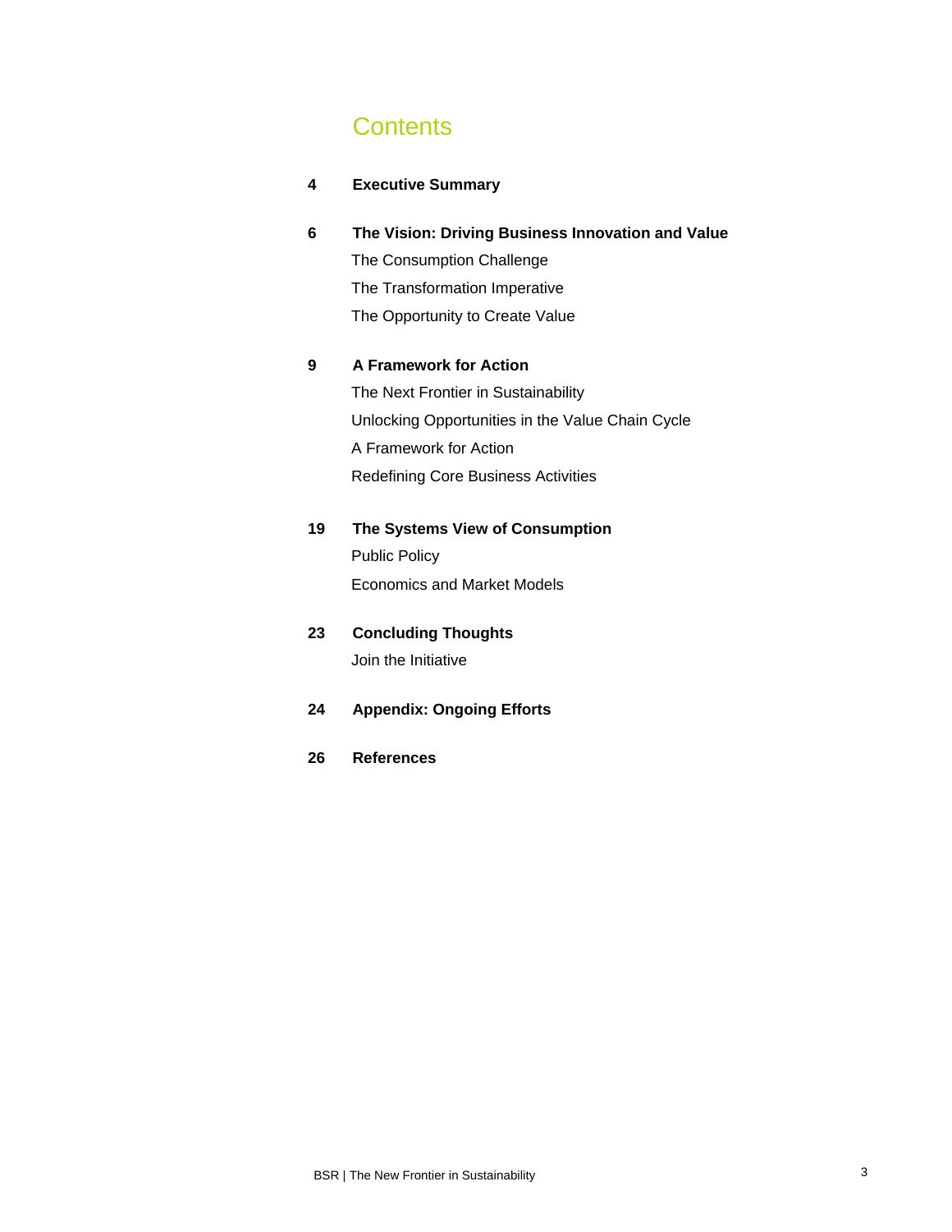# Contents

**4 Executive Summary**

**6 The Vision: Driving Business Innovation and Value**

The Consumption Challenge

The Transformation Imperative

The Opportunity to Create Value

**9 A Framework for Action**

The Next Frontier in Sustainability

Unlocking Opportunities in the Value Chain Cycle

A Framework for Action

Redefining Core Business Activities

**19 The Systems View of Consumption**

Public Policy

Economics and Market Models

**23 Concluding Thoughts**

Join the Initiative

**24 Appendix: Ongoing Efforts**

**26 References**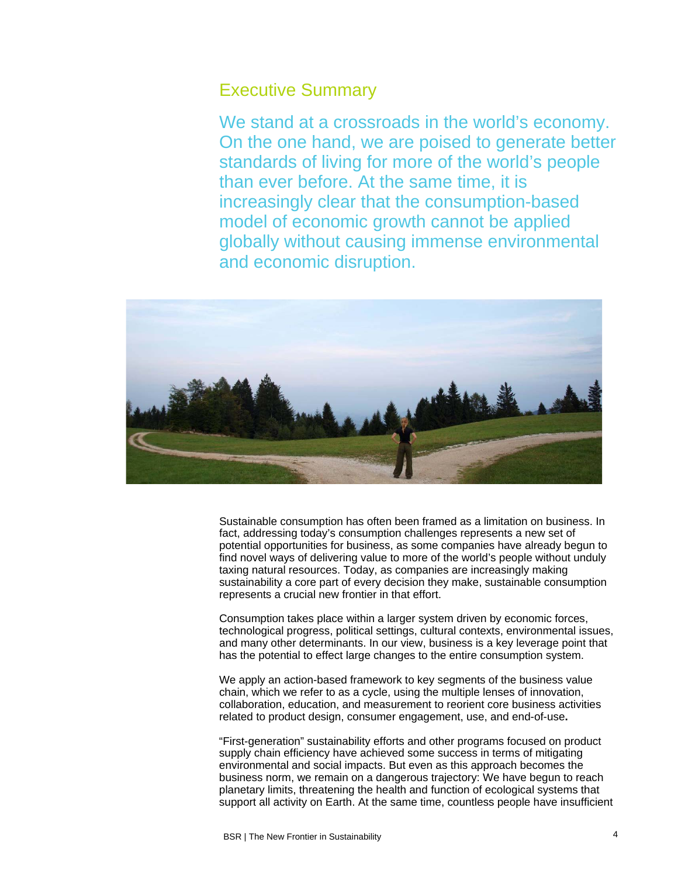## Executive Summary

We stand at a crossroads in the world's economy. On the one hand, we are poised to generate better standards of living for more of the world's people than ever before. At the same time, it is increasingly clear that the consumption-based model of economic growth cannot be applied globally without causing immense environmental and economic disruption.

Sustainable consumption has often been framed as a limitation on business. In fact, addressing today's consumption challenges represents a new set of potential opportunities for business, as some companies have already begun to find novel ways of delivering value to more of the world's people without unduly taxing natural resources. Today, as companies are increasingly making sustainability a core part of every decision they make, sustainable consumption represents a crucial new frontier in that effort.

Consumption takes place within a larger system driven by economic forces, technological progress, political settings, cultural contexts, environmental issues, and many other determinants. In our view, business is a key leverage point that has the potential to effect large changes to the entire consumption system.

We apply an action-based framework to key segments of the business value chain, which we refer to as a cycle, using the multiple lenses of innovation, collaboration, education, and measurement to reorient core business activities related to product design, consumer engagement, use, and end-of-use**.**

"First-generation" sustainability efforts and other programs focused on product supply chain efficiency have achieved some success in terms of mitigating environmental and social impacts. But even as this approach becomes the business norm, we remain on a dangerous trajectory: We have begun to reach planetary limits, threatening the health and function of ecological systems that support all activity on Earth. At the same time, countless people have insufficient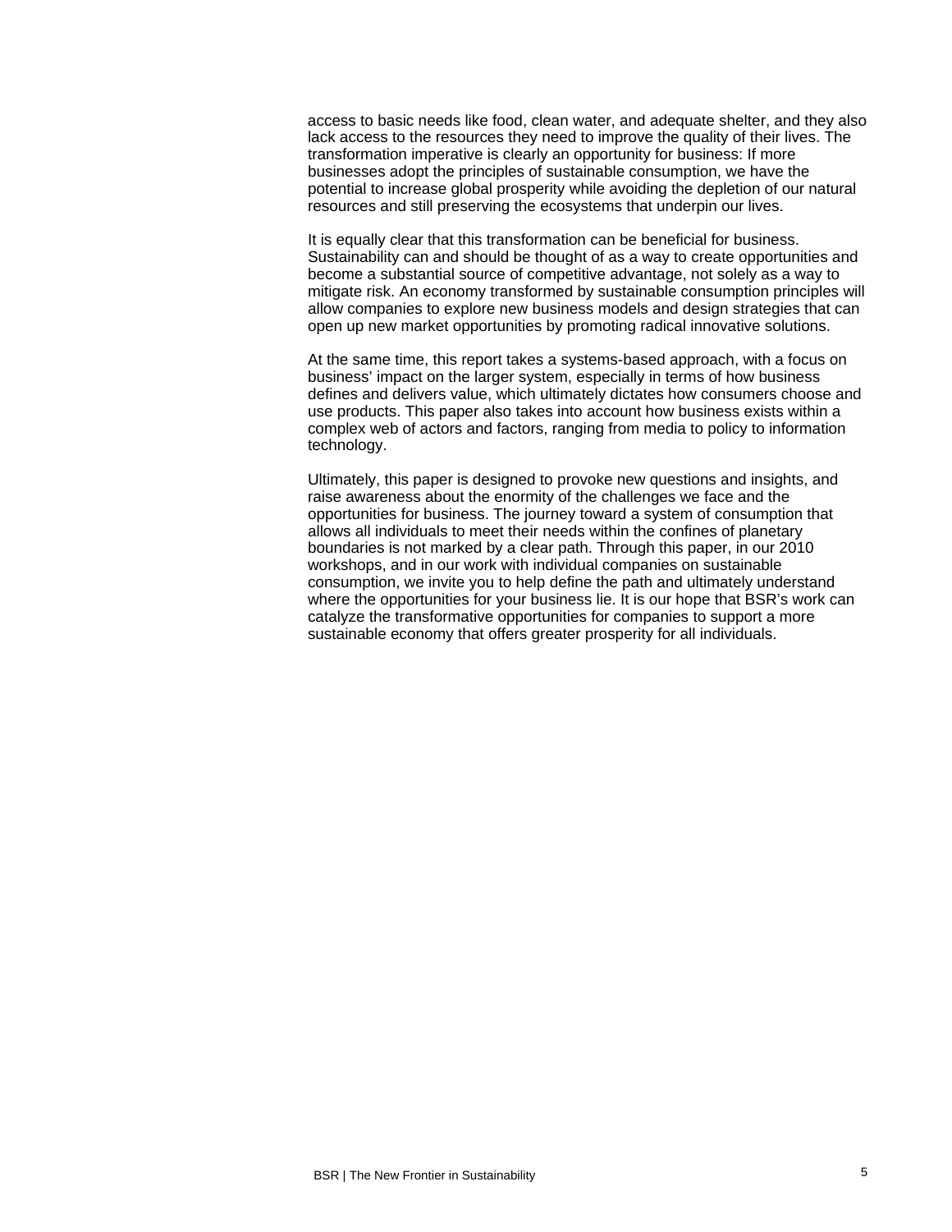access to basic needs like food, clean water, and adequate shelter, and they also lack access to the resources they need to improve the quality of their lives. The transformation imperative is clearly an opportunity for business: If more businesses adopt the principles of sustainable consumption, we have the potential to increase global prosperity while avoiding the depletion of our natural resources and still preserving the ecosystems that underpin our lives.

It is equally clear that this transformation can be beneficial for business. Sustainability can and should be thought of as a way to create opportunities and become a substantial source of competitive advantage, not solely as a way to mitigate risk. An economy transformed by sustainable consumption principles will allow companies to explore new business models and design strategies that can open up new market opportunities by promoting radical innovative solutions.

At the same time, this report takes a systems-based approach, with a focus on business' impact on the larger system, especially in terms of how business defines and delivers value, which ultimately dictates how consumers choose and use products. This paper also takes into account how business exists within a complex web of actors and factors, ranging from media to policy to information technology.

Ultimately, this paper is designed to provoke new questions and insights, and raise awareness about the enormity of the challenges we face and the opportunities for business. The journey toward a system of consumption that allows all individuals to meet their needs within the confines of planetary boundaries is not marked by a clear path. Through this paper, in our 2010 workshops, and in our work with individual companies on sustainable consumption, we invite you to help define the path and ultimately understand where the opportunities for your business lie. It is our hope that BSR's work can catalyze the transformative opportunities for companies to support a more sustainable economy that offers greater prosperity for all individuals.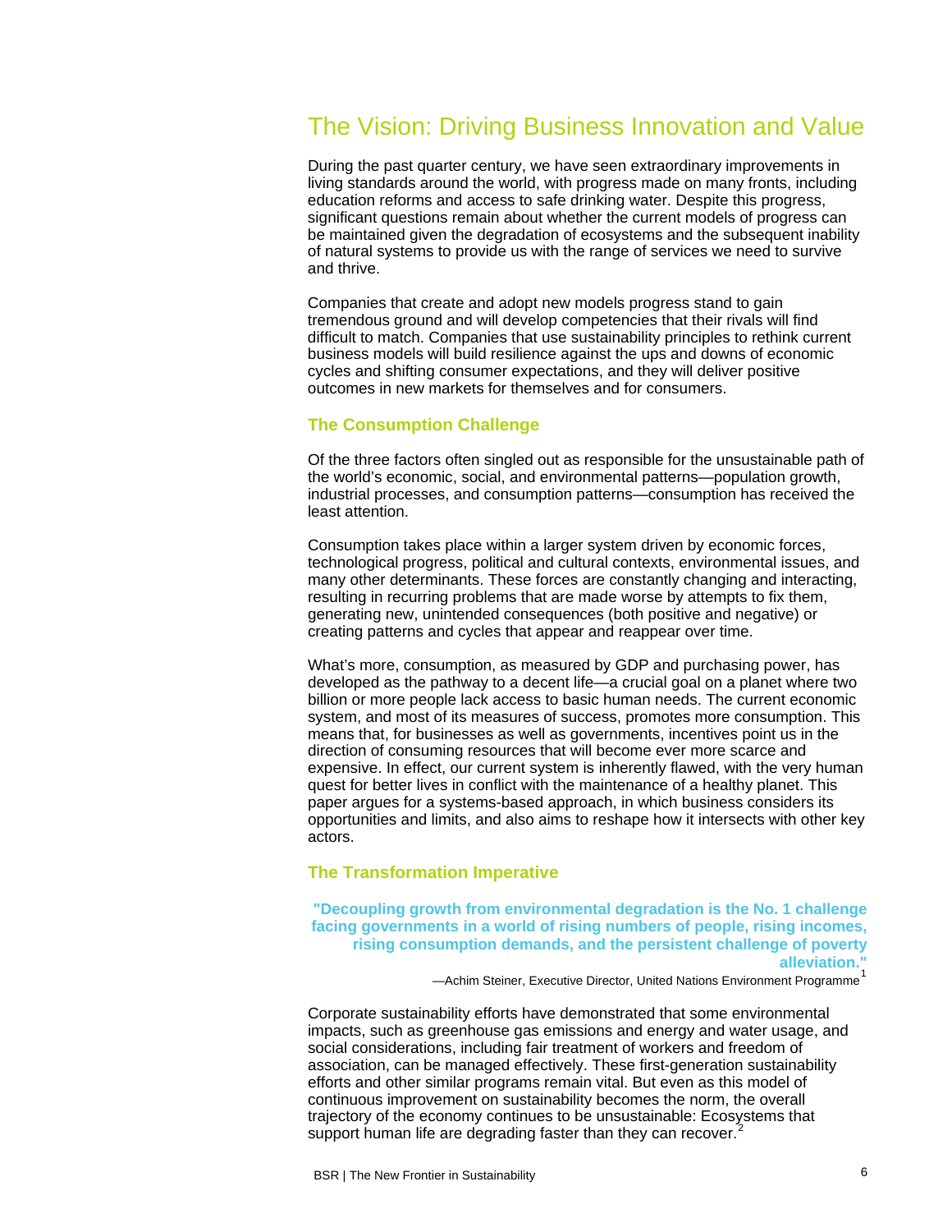# The Vision: Driving Business Innovation and Value

During the past quarter century, we have seen extraordinary improvements in living standards around the world, with progress made on many fronts, including education reforms and access to safe drinking water. Despite this progress, significant questions remain about whether the current models of progress can be maintained given the degradation of ecosystems and the subsequent inability of natural systems to provide us with the range of services we need to survive and thrive.

Companies that create and adopt new models progress stand to gain tremendous ground and will develop competencies that their rivals will find difficult to match. Companies that use sustainability principles to rethink current business models will build resilience against the ups and downs of economic cycles and shifting consumer expectations, and they will deliver positive outcomes in new markets for themselves and for consumers.

## The Consumption Challenge

Of the three factors often singled out as responsible for the unsustainable path of the world's economic, social, and environmental patterns—population growth, industrial processes, and consumption patterns—consumption has received the least attention.

Consumption takes place within a larger system driven by economic forces, technological progress, political and cultural contexts, environmental issues, and many other determinants. These forces are constantly changing and interacting, resulting in recurring problems that are made worse by attempts to fix them, generating new, unintended consequences (both positive and negative) or creating patterns and cycles that appear and reappear over time.

What's more, consumption, as measured by GDP and purchasing power, has developed as the pathway to a decent life—a crucial goal on a planet where two billion or more people lack access to basic human needs. The current economic system, and most of its measures of success, promotes more consumption. This means that, for businesses as well as governments, incentives point us in the direction of consuming resources that will become ever more scarce and expensive. In effect, our current system is inherently flawed, with the very human quest for better lives in conflict with the maintenance of a healthy planet. This paper argues for a systems-based approach, in which business considers its opportunities and limits, and also aims to reshape how it intersects with other key actors.

## The Transformation Imperative

> **"Decoupling growth from environmental degradation is the No. 1 challenge facing governments in a world of rising numbers of people, rising incomes, rising consumption demands, and the persistent challenge of poverty alleviation."**
>
> —Achim Steiner, Executive Director, United Nations Environment Programme[1]

Corporate sustainability efforts have demonstrated that some environmental impacts, such as greenhouse gas emissions and energy and water usage, and social considerations, including fair treatment of workers and freedom of association, can be managed effectively. These first-generation sustainability efforts and other similar programs remain vital. But even as this model of continuous improvement on sustainability becomes the norm, the overall trajectory of the economy continues to be unsustainable: Ecosystems that support human life are degrading faster than they can recover.[2]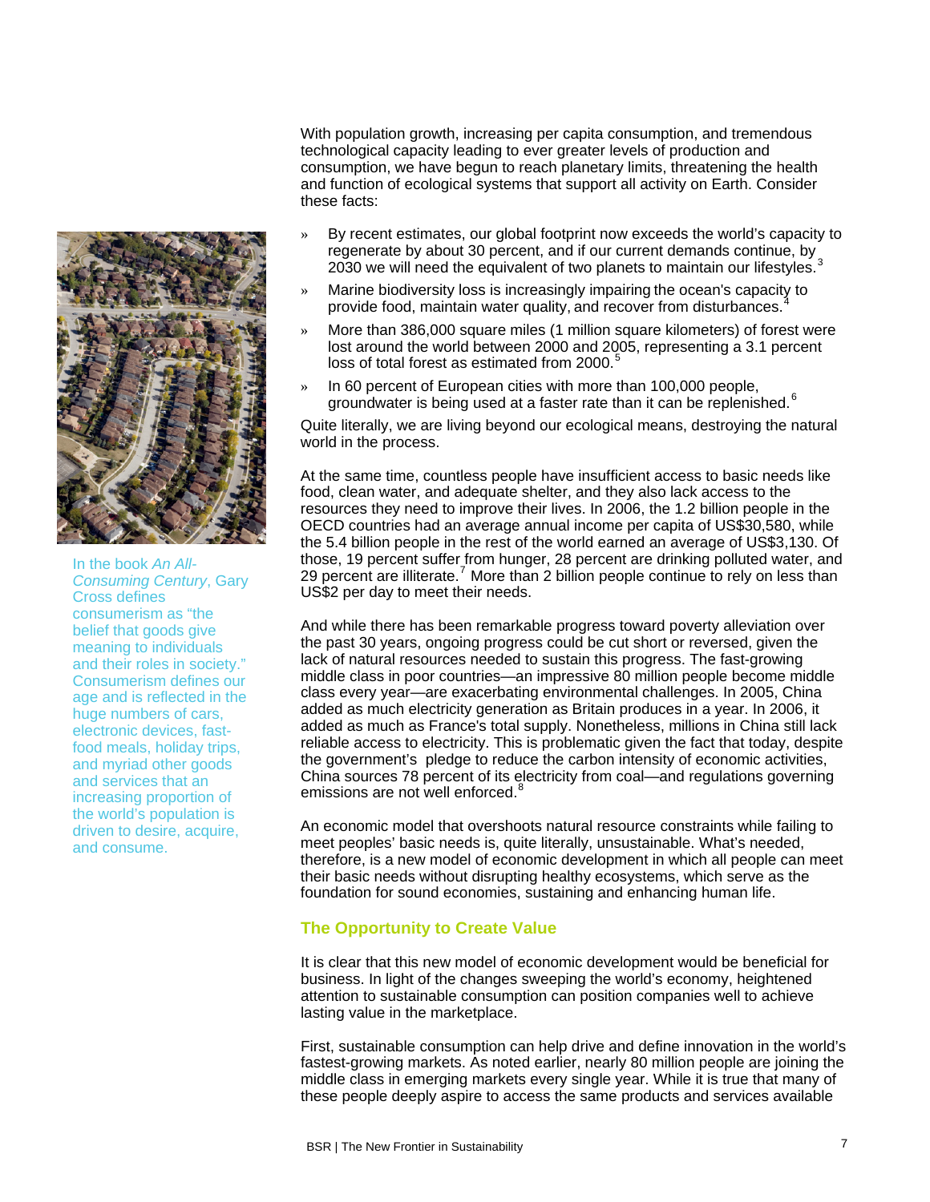With population growth, increasing per capita consumption, and tremendous technological capacity leading to ever greater levels of production and consumption, we have begun to reach planetary limits, threatening the health and function of ecological systems that support all activity on Earth. Consider these facts:

» By recent estimates, our global footprint now exceeds the world's capacity to regenerate by about 30 percent, and if our current demands continue, by 2030 we will need the equivalent of two planets to maintain our lifestyles.[3]

» Marine biodiversity loss is increasingly impairing the ocean's capacity to provide food, maintain water quality, and recover from disturbances.[4]

» More than 386,000 square miles (1 million square kilometers) of forest were lost around the world between 2000 and 2005, representing a 3.1 percent loss of total forest as estimated from 2000.[5]

» In 60 percent of European cities with more than 100,000 people, groundwater is being used at a faster rate than it can be replenished.[6]

Quite literally, we are living beyond our ecological means, destroying the natural world in the process.

At the same time, countless people have insufficient access to basic needs like food, clean water, and adequate shelter, and they also lack access to the resources they need to improve their lives. In 2006, the 1.2 billion people in the OECD countries had an average annual income per capita of US$30,580, while the 5.4 billion people in the rest of the world earned an average of US$3,130. Of those, 19 percent suffer from hunger, 28 percent are drinking polluted water, and 29 percent are illiterate.[7] More than 2 billion people continue to rely on less than US$2 per day to meet their needs.

In the book *An All-Consuming Century*, Gary Cross defines consumerism as "the belief that goods give meaning to individuals and their roles in society." Consumerism defines our age and is reflected in the huge numbers of cars, electronic devices, fast-food meals, holiday trips, and myriad other goods and services that an increasing proportion of the world's population is driven to desire, acquire, and consume.

And while there has been remarkable progress toward poverty alleviation over the past 30 years, ongoing progress could be cut short or reversed, given the lack of natural resources needed to sustain this progress. The fast-growing middle class in poor countries—an impressive 80 million people become middle class every year—are exacerbating environmental challenges. In 2005, China added as much electricity generation as Britain produces in a year. In 2006, it added as much as France's total supply. Nonetheless, millions in China still lack reliable access to electricity. This is problematic given the fact that today, despite the government's pledge to reduce the carbon intensity of economic activities, China sources 78 percent of its electricity from coal—and regulations governing emissions are not well enforced.[8]

An economic model that overshoots natural resource constraints while failing to meet peoples' basic needs is, quite literally, unsustainable. What's needed, therefore, is a new model of economic development in which all people can meet their basic needs without disrupting healthy ecosystems, which serve as the foundation for sound economies, sustaining and enhancing human life.

## The Opportunity to Create Value

It is clear that this new model of economic development would be beneficial for business. In light of the changes sweeping the world's economy, heightened attention to sustainable consumption can position companies well to achieve lasting value in the marketplace.

First, sustainable consumption can help drive and define innovation in the world's fastest-growing markets. As noted earlier, nearly 80 million people are joining the middle class in emerging markets every single year. While it is true that many of these people deeply aspire to access the same products and services available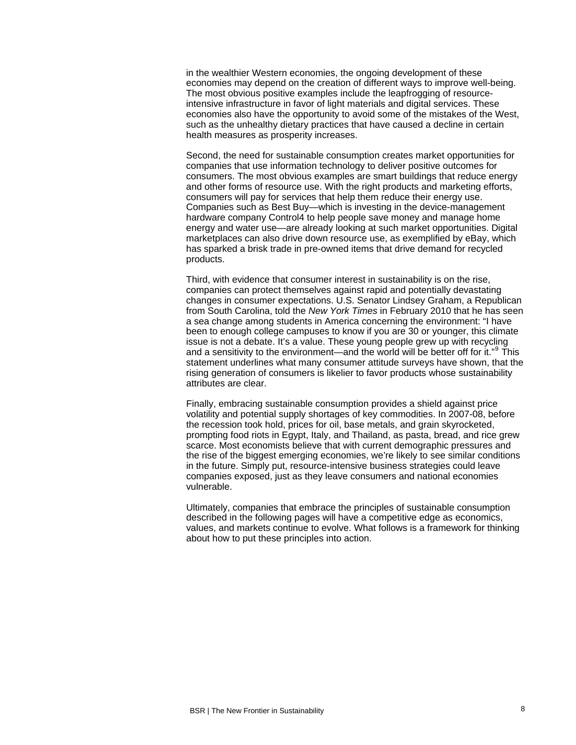in the wealthier Western economies, the ongoing development of these economies may depend on the creation of different ways to improve well-being. The most obvious positive examples include the leapfrogging of resource-intensive infrastructure in favor of light materials and digital services. These economies also have the opportunity to avoid some of the mistakes of the West, such as the unhealthy dietary practices that have caused a decline in certain health measures as prosperity increases.

Second, the need for sustainable consumption creates market opportunities for companies that use information technology to deliver positive outcomes for consumers. The most obvious examples are smart buildings that reduce energy and other forms of resource use. With the right products and marketing efforts, consumers will pay for services that help them reduce their energy use. Companies such as Best Buy—which is investing in the device-management hardware company Control4 to help people save money and manage home energy and water use—are already looking at such market opportunities. Digital marketplaces can also drive down resource use, as exemplified by eBay, which has sparked a brisk trade in pre-owned items that drive demand for recycled products.

Third, with evidence that consumer interest in sustainability is on the rise, companies can protect themselves against rapid and potentially devastating changes in consumer expectations. U.S. Senator Lindsey Graham, a Republican from South Carolina, told the *New York Times* in February 2010 that he has seen a sea change among students in America concerning the environment: "I have been to enough college campuses to know if you are 30 or younger, this climate issue is not a debate. It's a value. These young people grew up with recycling and a sensitivity to the environment—and the world will be better off for it."[9] This statement underlines what many consumer attitude surveys have shown, that the rising generation of consumers is likelier to favor products whose sustainability attributes are clear.

Finally, embracing sustainable consumption provides a shield against price volatility and potential supply shortages of key commodities. In 2007-08, before the recession took hold, prices for oil, base metals, and grain skyrocketed, prompting food riots in Egypt, Italy, and Thailand, as pasta, bread, and rice grew scarce. Most economists believe that with current demographic pressures and the rise of the biggest emerging economies, we're likely to see similar conditions in the future. Simply put, resource-intensive business strategies could leave companies exposed, just as they leave consumers and national economies vulnerable.

Ultimately, companies that embrace the principles of sustainable consumption described in the following pages will have a competitive edge as economics, values, and markets continue to evolve. What follows is a framework for thinking about how to put these principles into action.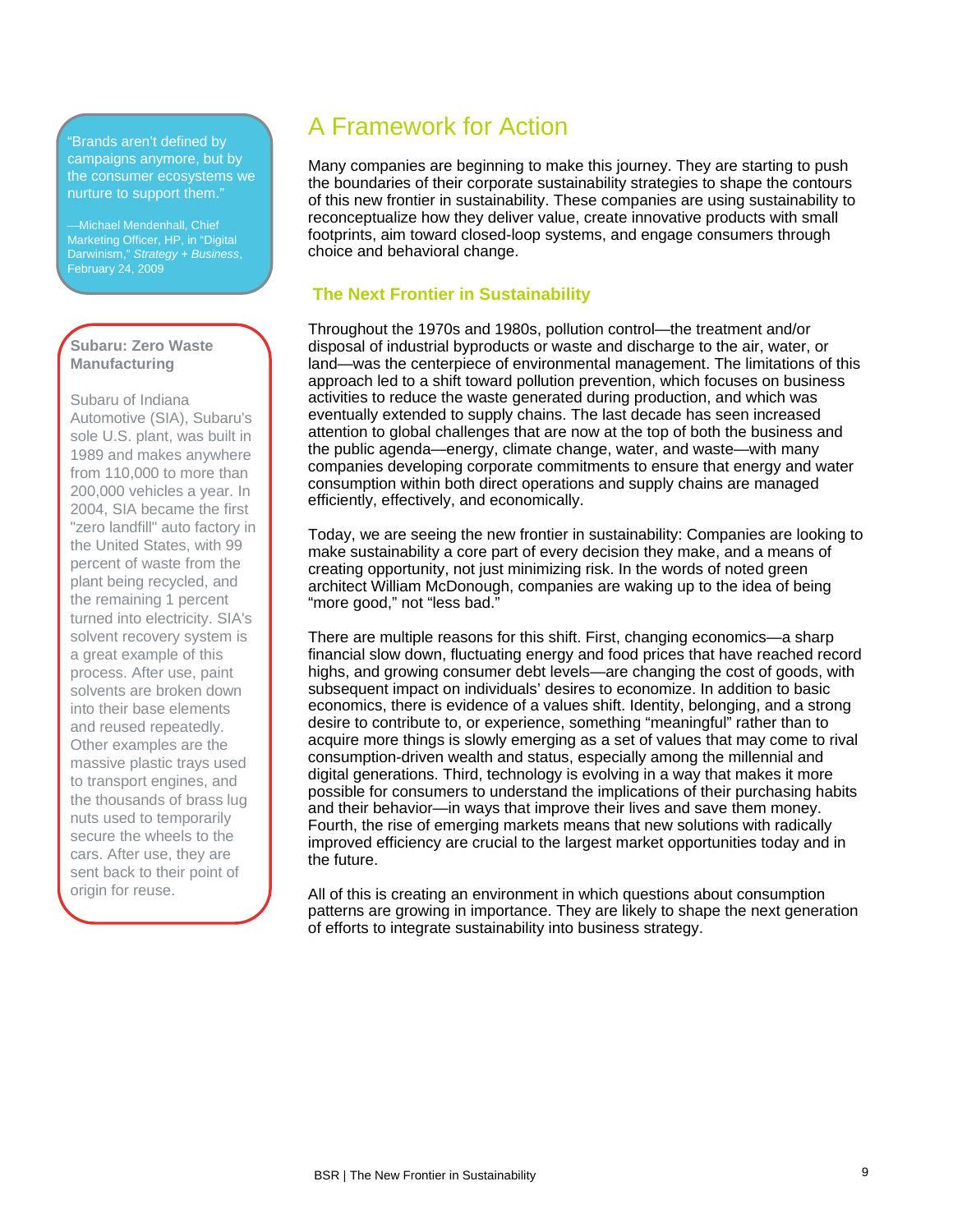> "Brands aren't defined by campaigns anymore, but by the consumer ecosystems we nurture to support them."
>
> —Michael Mendenhall, Chief Marketing Officer, HP, in "Digital Darwinism," *Strategy + Business*, February 24, 2009

**Subaru: Zero Waste Manufacturing**

Subaru of Indiana Automotive (SIA), Subaru's sole U.S. plant, was built in 1989 and makes anywhere from 110,000 to more than 200,000 vehicles a year. In 2004, SIA became the first "zero landfill" auto factory in the United States, with 99 percent of waste from the plant being recycled, and the remaining 1 percent turned into electricity. SIA's solvent recovery system is a great example of this process. After use, paint solvents are broken down into their base elements and reused repeatedly. Other examples are the massive plastic trays used to transport engines, and the thousands of brass lug nuts used to temporarily secure the wheels to the cars. After use, they are sent back to their point of origin for reuse.

# A Framework for Action

Many companies are beginning to make this journey. They are starting to push the boundaries of their corporate sustainability strategies to shape the contours of this new frontier in sustainability. These companies are using sustainability to reconceptualize how they deliver value, create innovative products with small footprints, aim toward closed-loop systems, and engage consumers through choice and behavioral change.

## The Next Frontier in Sustainability

Throughout the 1970s and 1980s, pollution control—the treatment and/or disposal of industrial byproducts or waste and discharge to the air, water, or land—was the centerpiece of environmental management. The limitations of this approach led to a shift toward pollution prevention, which focuses on business activities to reduce the waste generated during production, and which was eventually extended to supply chains. The last decade has seen increased attention to global challenges that are now at the top of both the business and the public agenda—energy, climate change, water, and waste—with many companies developing corporate commitments to ensure that energy and water consumption within both direct operations and supply chains are managed efficiently, effectively, and economically.

Today, we are seeing the new frontier in sustainability: Companies are looking to make sustainability a core part of every decision they make, and a means of creating opportunity, not just minimizing risk. In the words of noted green architect William McDonough, companies are waking up to the idea of being "more good," not "less bad."

There are multiple reasons for this shift. First, changing economics—a sharp financial slow down, fluctuating energy and food prices that have reached record highs, and growing consumer debt levels—are changing the cost of goods, with subsequent impact on individuals' desires to economize. In addition to basic economics, there is evidence of a values shift. Identity, belonging, and a strong desire to contribute to, or experience, something "meaningful" rather than to acquire more things is slowly emerging as a set of values that may come to rival consumption-driven wealth and status, especially among the millennial and digital generations. Third, technology is evolving in a way that makes it more possible for consumers to understand the implications of their purchasing habits and their behavior—in ways that improve their lives and save them money. Fourth, the rise of emerging markets means that new solutions with radically improved efficiency are crucial to the largest market opportunities today and in the future.

All of this is creating an environment in which questions about consumption patterns are growing in importance. They are likely to shape the next generation of efforts to integrate sustainability into business strategy.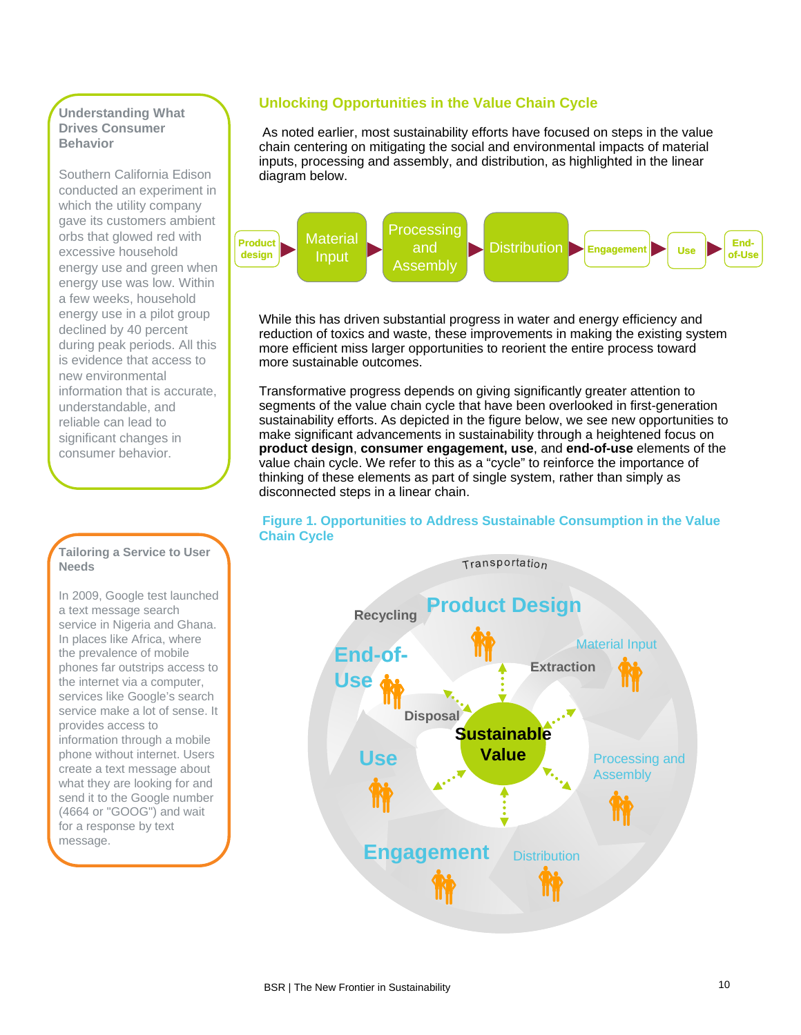## Unlocking Opportunities in the Value Chain Cycle

As noted earlier, most sustainability efforts have focused on steps in the value chain centering on mitigating the social and environmental impacts of material inputs, processing and assembly, and distribution, as highlighted in the linear diagram below.

Product design ► Material Input ► Processing and Assembly ► Distribution ► Engagement ► Use ► End-of-Use

While this has driven substantial progress in water and energy efficiency and reduction of toxics and waste, these improvements in making the existing system more efficient miss larger opportunities to reorient the entire process toward more sustainable outcomes.

Transformative progress depends on giving significantly greater attention to segments of the value chain cycle that have been overlooked in first-generation sustainability efforts. As depicted in the figure below, we see new opportunities to make significant advancements in sustainability through a heightened focus on **product design**, **consumer engagement, use**, and **end-of-use** elements of the value chain cycle. We refer to this as a "cycle" to reinforce the importance of thinking of these elements as part of single system, rather than simply as disconnected steps in a linear chain.

**Figure 1. Opportunities to Address Sustainable Consumption in the Value Chain Cycle**

Transportation; Recycling; Product Design; Material Input; Extraction; End-of-Use; Disposal; Sustainable Value; Use; Processing and Assembly; Engagement; Distribution

### Understanding What Drives Consumer Behavior

Southern California Edison conducted an experiment in which the utility company gave its customers ambient orbs that glowed red with excessive household energy use and green when energy use was low. Within a few weeks, household energy use in a pilot group declined by 40 percent during peak periods. All this is evidence that access to new environmental information that is accurate, understandable, and reliable can lead to significant changes in consumer behavior.

### Tailoring a Service to User Needs

In 2009, Google test launched a text message search service in Nigeria and Ghana. In places like Africa, where the prevalence of mobile phones far outstrips access to the internet via a computer, services like Google's search service make a lot of sense. It provides access to information through a mobile phone without internet. Users create a text message about what they are looking for and send it to the Google number (4664 or "GOOG") and wait for a response by text message.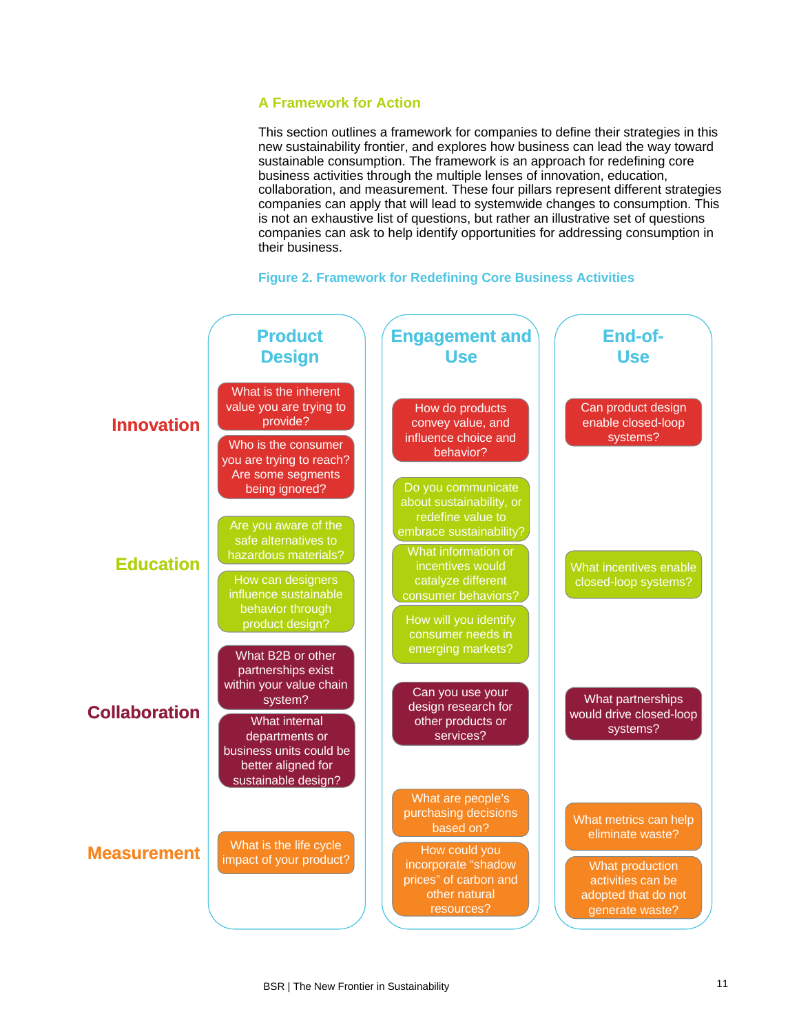## A Framework for Action

This section outlines a framework for companies to define their strategies in this new sustainability frontier, and explores how business can lead the way toward sustainable consumption. The framework is an approach for redefining core business activities through the multiple lenses of innovation, education, collaboration, and measurement. These four pillars represent different strategies companies can apply that will lead to systemwide changes to consumption. This is not an exhaustive list of questions, but rather an illustrative set of questions companies can ask to help identify opportunities for addressing consumption in their business.

**Figure 2. Framework for Redefining Core Business Activities**

| | Product Design | Engagement and Use | End-of-Use |
|---|---|---|---|
| **Innovation** | What is the inherent value you are trying to provide?<br>Who is the consumer you are trying to reach? Are some segments being ignored? | How do products convey value, and influence choice and behavior? | Can product design enable closed-loop systems? |
| **Education** | Are you aware of the safe alternatives to hazardous materials?<br>How can designers influence sustainable behavior through product design? | Do you communicate about sustainability, or redefine value to embrace sustainability?<br>What information or incentives would catalyze different consumer behaviors?<br>How will you identify consumer needs in emerging markets? | What incentives enable closed-loop systems? |
| **Collaboration** | What B2B or other partnerships exist within your value chain system?<br>What internal departments or business units could be better aligned for sustainable design? | Can you use your design research for other products or services? | What partnerships would drive closed-loop systems? |
| **Measurement** | What is the life cycle impact of your product? | What are people's purchasing decisions based on?<br>How could you incorporate "shadow prices" of carbon and other natural resources? | What metrics can help eliminate waste?<br>What production activities can be adopted that do not generate waste? |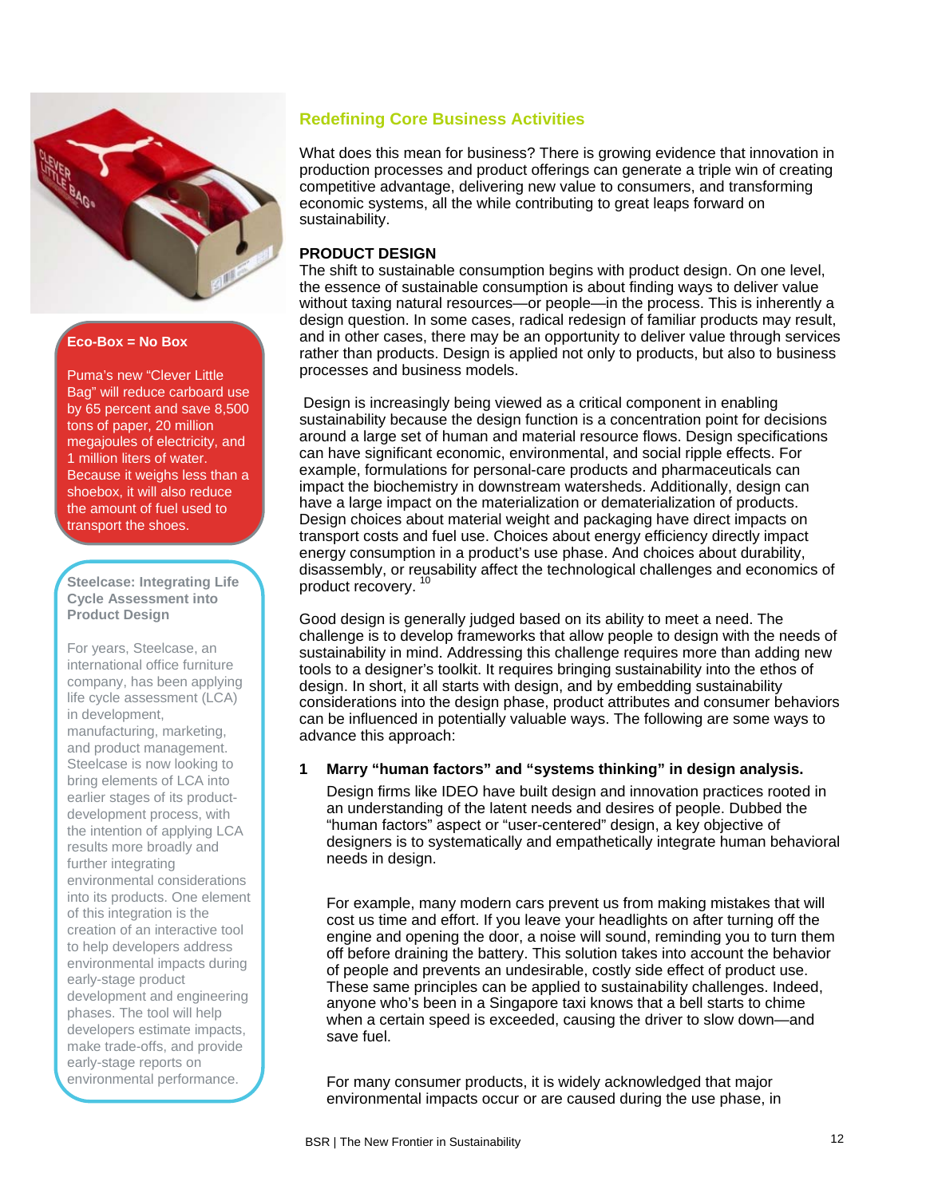## Redefining Core Business Activities

What does this mean for business? There is growing evidence that innovation in production processes and product offerings can generate a triple win of creating competitive advantage, delivering new value to consumers, and transforming economic systems, all the while contributing to great leaps forward on sustainability.

### PRODUCT DESIGN

The shift to sustainable consumption begins with product design. On one level, the essence of sustainable consumption is about finding ways to deliver value without taxing natural resources—or people—in the process. This is inherently a design question. In some cases, radical redesign of familiar products may result, and in other cases, there may be an opportunity to deliver value through services rather than products. Design is applied not only to products, but also to business processes and business models.

Design is increasingly being viewed as a critical component in enabling sustainability because the design function is a concentration point for decisions around a large set of human and material resource flows. Design specifications can have significant economic, environmental, and social ripple effects. For example, formulations for personal-care products and pharmaceuticals can impact the biochemistry in downstream watersheds. Additionally, design can have a large impact on the materialization or dematerialization of products. Design choices about material weight and packaging have direct impacts on transport costs and fuel use. Choices about energy efficiency directly impact energy consumption in a product's use phase. And choices about durability, disassembly, or reusability affect the technological challenges and economics of product recovery. [10]

Good design is generally judged based on its ability to meet a need. The challenge is to develop frameworks that allow people to design with the needs of sustainability in mind. Addressing this challenge requires more than adding new tools to a designer's toolkit. It requires bringing sustainability into the ethos of design. In short, it all starts with design, and by embedding sustainability considerations into the design phase, product attributes and consumer behaviors can be influenced in potentially valuable ways. The following are some ways to advance this approach:

1. **Marry "human factors" and "systems thinking" in design analysis.**

   Design firms like IDEO have built design and innovation practices rooted in an understanding of the latent needs and desires of people. Dubbed the "human factors" aspect or "user-centered" design, a key objective of designers is to systematically and empathetically integrate human behavioral needs in design.

   For example, many modern cars prevent us from making mistakes that will cost us time and effort. If you leave your headlights on after turning off the engine and opening the door, a noise will sound, reminding you to turn them off before draining the battery. This solution takes into account the behavior of people and prevents an undesirable, costly side effect of product use. These same principles can be applied to sustainability challenges. Indeed, anyone who's been in a Singapore taxi knows that a bell starts to chime when a certain speed is exceeded, causing the driver to slow down—and save fuel.

   For many consumer products, it is widely acknowledged that major environmental impacts occur or are caused during the use phase, in

**Eco-Box = No Box**

Puma's new "Clever Little Bag" will reduce carboard use by 65 percent and save 8,500 tons of paper, 20 million megajoules of electricity, and 1 million liters of water. Because it weighs less than a shoebox, it will also reduce the amount of fuel used to transport the shoes.

**Steelcase: Integrating Life Cycle Assessment into Product Design**

For years, Steelcase, an international office furniture company, has been applying life cycle assessment (LCA) in development, manufacturing, marketing, and product management. Steelcase is now looking to bring elements of LCA into earlier stages of its product-development process, with the intention of applying LCA results more broadly and further integrating environmental considerations into its products. One element of this integration is the creation of an interactive tool to help developers address environmental impacts during early-stage product development and engineering phases. The tool will help developers estimate impacts, make trade-offs, and provide early-stage reports on environmental performance.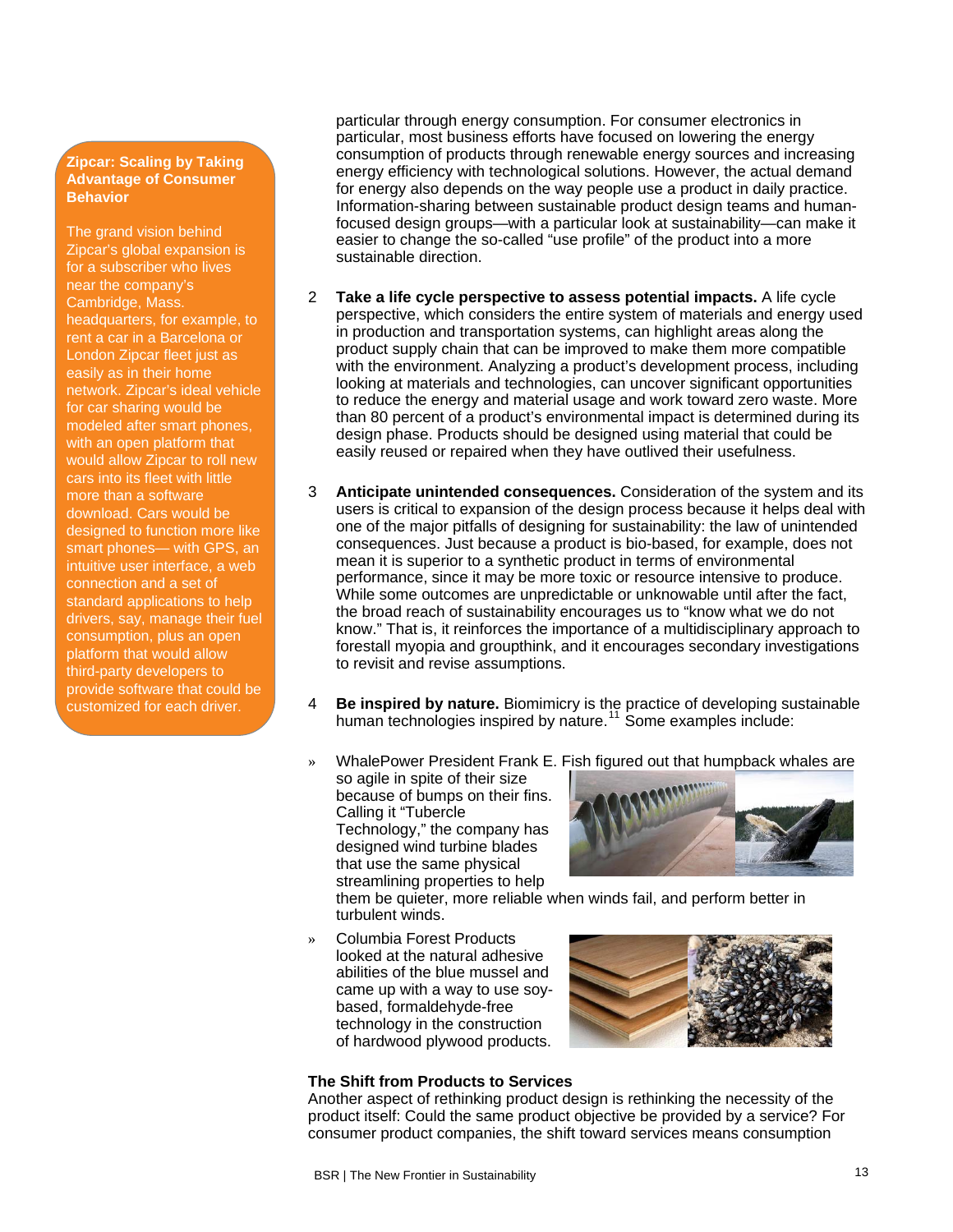particular through energy consumption. For consumer electronics in particular, most business efforts have focused on lowering the energy consumption of products through renewable energy sources and increasing energy efficiency with technological solutions. However, the actual demand for energy also depends on the way people use a product in daily practice. Information-sharing between sustainable product design teams and human-focused design groups—with a particular look at sustainability—can make it easier to change the so-called "use profile" of the product into a more sustainable direction.

2. **Take a life cycle perspective to assess potential impacts.** A life cycle perspective, which considers the entire system of materials and energy used in production and transportation systems, can highlight areas along the product supply chain that can be improved to make them more compatible with the environment. Analyzing a product's development process, including looking at materials and technologies, can uncover significant opportunities to reduce the energy and material usage and work toward zero waste. More than 80 percent of a product's environmental impact is determined during its design phase. Products should be designed using material that could be easily reused or repaired when they have outlived their usefulness.

3. **Anticipate unintended consequences.** Consideration of the system and its users is critical to expansion of the design process because it helps deal with one of the major pitfalls of designing for sustainability: the law of unintended consequences. Just because a product is bio-based, for example, does not mean it is superior to a synthetic product in terms of environmental performance, since it may be more toxic or resource intensive to produce. While some outcomes are unpredictable or unknowable until after the fact, the broad reach of sustainability encourages us to "know what we do not know." That is, it reinforces the importance of a multidisciplinary approach to forestall myopia and groupthink, and it encourages secondary investigations to revisit and revise assumptions.

4. **Be inspired by nature.** Biomimicry is the practice of developing sustainable human technologies inspired by nature.[11] Some examples include:

» WhalePower President Frank E. Fish figured out that humpback whales are so agile in spite of their size because of bumps on their fins. Calling it "Tubercle Technology," the company has designed wind turbine blades that use the same physical streamlining properties to help them be quieter, more reliable when winds fail, and perform better in turbulent winds.

» Columbia Forest Products looked at the natural adhesive abilities of the blue mussel and came up with a way to use soy-based, formaldehyde-free technology in the construction of hardwood plywood products.

### The Shift from Products to Services

Another aspect of rethinking product design is rethinking the necessity of the product itself: Could the same product objective be provided by a service? For consumer product companies, the shift toward services means consumption

**Zipcar: Scaling by Taking Advantage of Consumer Behavior**

The grand vision behind Zipcar's global expansion is for a subscriber who lives near the company's Cambridge, Mass. headquarters, for example, to rent a car in a Barcelona or London Zipcar fleet just as easily as in their home network. Zipcar's ideal vehicle for car sharing would be modeled after smart phones, with an open platform that would allow Zipcar to roll new cars into its fleet with little more than a software download. Cars would be designed to function more like smart phones— with GPS, an intuitive user interface, a web connection and a set of standard applications to help drivers, say, manage their fuel consumption, plus an open platform that would allow third-party developers to provide software that could be customized for each driver.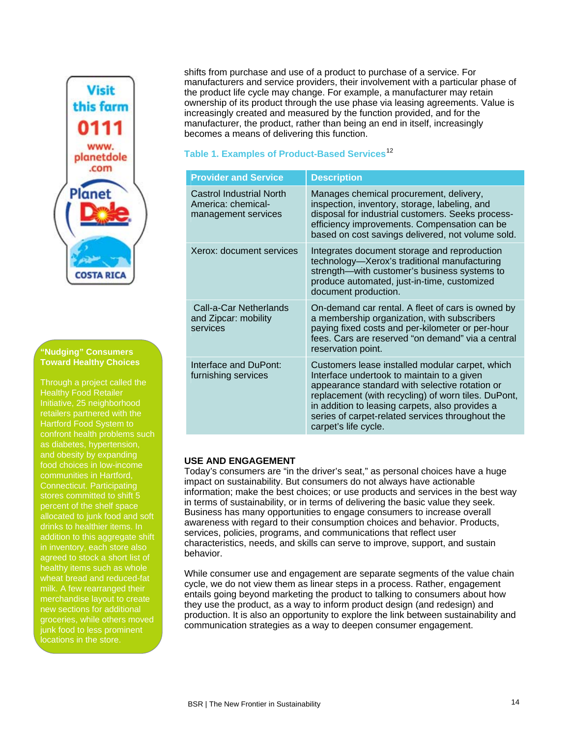shifts from purchase and use of a product to purchase of a service. For manufacturers and service providers, their involvement with a particular phase of the product life cycle may change. For example, a manufacturer may retain ownership of its product through the use phase via leasing agreements. Value is increasingly created and measured by the function provided, and for the manufacturer, the product, rather than being an end in itself, increasingly becomes a means of delivering this function.

**Table 1. Examples of Product-Based Services**[12]

| Provider and Service | Description |
|---|---|
| Castrol Industrial North America: chemical-management services | Manages chemical procurement, delivery, inspection, inventory, storage, labeling, and disposal for industrial customers. Seeks process-efficiency improvements. Compensation can be based on cost savings delivered, not volume sold. |
| Xerox: document services | Integrates document storage and reproduction technology—Xerox's traditional manufacturing strength—with customer's business systems to produce automated, just-in-time, customized document production. |
| Call-a-Car Netherlands and Zipcar: mobility services | On-demand car rental. A fleet of cars is owned by a membership organization, with subscribers paying fixed costs and per-kilometer or per-hour fees. Cars are reserved "on demand" via a central reservation point. |
| Interface and DuPont: furnishing services | Customers lease installed modular carpet, which Interface undertook to maintain to a given appearance standard with selective rotation or replacement (with recycling) of worn tiles. DuPont, in addition to leasing carpets, also provides a series of carpet-related services throughout the carpet's life cycle. |

Visit this farm 0111 www.planetdole.com Planet Dole COSTA RICA

**"Nudging" Consumers Toward Healthy Choices**

Through a project called the Healthy Food Retailer Initiative, 25 neighborhood retailers partnered with the Hartford Food System to confront health problems such as diabetes, hypertension, and obesity by expanding food choices in low-income communities in Hartford, Connecticut. Participating stores committed to shift 5 percent of the shelf space allocated to junk food and soft drinks to healthier items. In addition to this aggregate shift in inventory, each store also agreed to stock a short list of healthy items such as whole wheat bread and reduced-fat milk. A few rearranged their merchandise layout to create new sections for additional groceries, while others moved junk food to less prominent locations in the store.

## USE AND ENGAGEMENT

Today's consumers are "in the driver's seat," as personal choices have a huge impact on sustainability. But consumers do not always have actionable information; make the best choices; or use products and services in the best way in terms of sustainability, or in terms of delivering the basic value they seek. Business has many opportunities to engage consumers to increase overall awareness with regard to their consumption choices and behavior. Products, services, policies, programs, and communications that reflect user characteristics, needs, and skills can serve to improve, support, and sustain behavior.

While consumer use and engagement are separate segments of the value chain cycle, we do not view them as linear steps in a process. Rather, engagement entails going beyond marketing the product to talking to consumers about how they use the product, as a way to inform product design (and redesign) and production. It is also an opportunity to explore the link between sustainability and communication strategies as a way to deepen consumer engagement.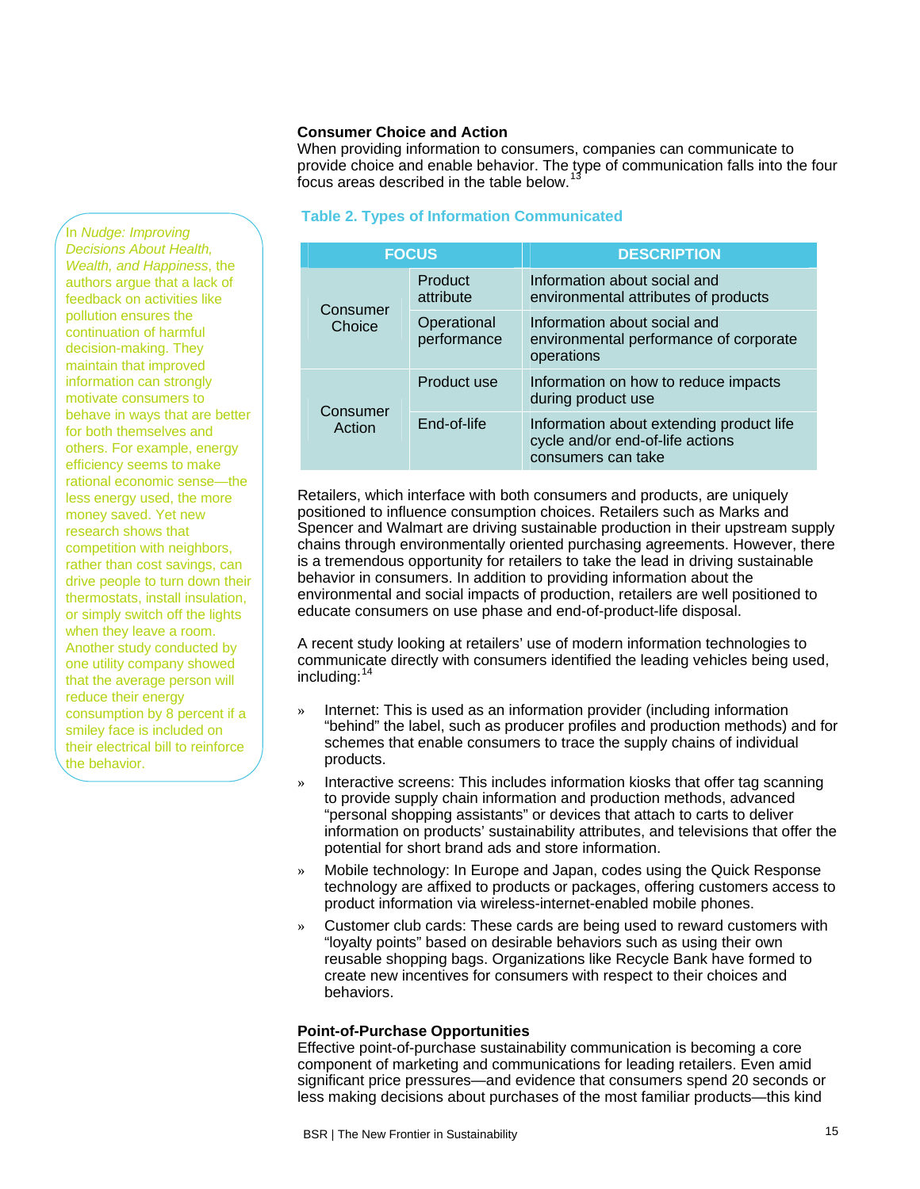### Consumer Choice and Action

When providing information to consumers, companies can communicate to provide choice and enable behavior. The type of communication falls into the four focus areas described in the table below.[13]

In *Nudge: Improving Decisions About Health, Wealth, and Happiness*, the authors argue that a lack of feedback on activities like pollution ensures the continuation of harmful decision-making. They maintain that improved information can strongly motivate consumers to behave in ways that are better for both themselves and others. For example, energy efficiency seems to make rational economic sense—the less energy used, the more money saved. Yet new research shows that competition with neighbors, rather than cost savings, can drive people to turn down their thermostats, install insulation, or simply switch off the lights when they leave a room. Another study conducted by one utility company showed that the average person will reduce their energy consumption by 8 percent if a smiley face is included on their electrical bill to reinforce the behavior.

**Table 2. Types of Information Communicated**

| FOCUS | | DESCRIPTION |
|---|---|---|
| Consumer Choice | Product attribute | Information about social and environmental attributes of products |
| | Operational performance | Information about social and environmental performance of corporate operations |
| Consumer Action | Product use | Information on how to reduce impacts during product use |
| | End-of-life | Information about extending product life cycle and/or end-of-life actions consumers can take |

Retailers, which interface with both consumers and products, are uniquely positioned to influence consumption choices. Retailers such as Marks and Spencer and Walmart are driving sustainable production in their upstream supply chains through environmentally oriented purchasing agreements. However, there is a tremendous opportunity for retailers to take the lead in driving sustainable behavior in consumers. In addition to providing information about the environmental and social impacts of production, retailers are well positioned to educate consumers on use phase and end-of-product-life disposal.

A recent study looking at retailers' use of modern information technologies to communicate directly with consumers identified the leading vehicles being used, including:[14]

- Internet: This is used as an information provider (including information "behind" the label, such as producer profiles and production methods) and for schemes that enable consumers to trace the supply chains of individual products.
- Interactive screens: This includes information kiosks that offer tag scanning to provide supply chain information and production methods, advanced "personal shopping assistants" or devices that attach to carts to deliver information on products' sustainability attributes, and televisions that offer the potential for short brand ads and store information.
- Mobile technology: In Europe and Japan, codes using the Quick Response technology are affixed to products or packages, offering customers access to product information via wireless-internet-enabled mobile phones.
- Customer club cards: These cards are being used to reward customers with "loyalty points" based on desirable behaviors such as using their own reusable shopping bags. Organizations like Recycle Bank have formed to create new incentives for consumers with respect to their choices and behaviors.

### Point-of-Purchase Opportunities

Effective point-of-purchase sustainability communication is becoming a core component of marketing and communications for leading retailers. Even amid significant price pressures—and evidence that consumers spend 20 seconds or less making decisions about purchases of the most familiar products—this kind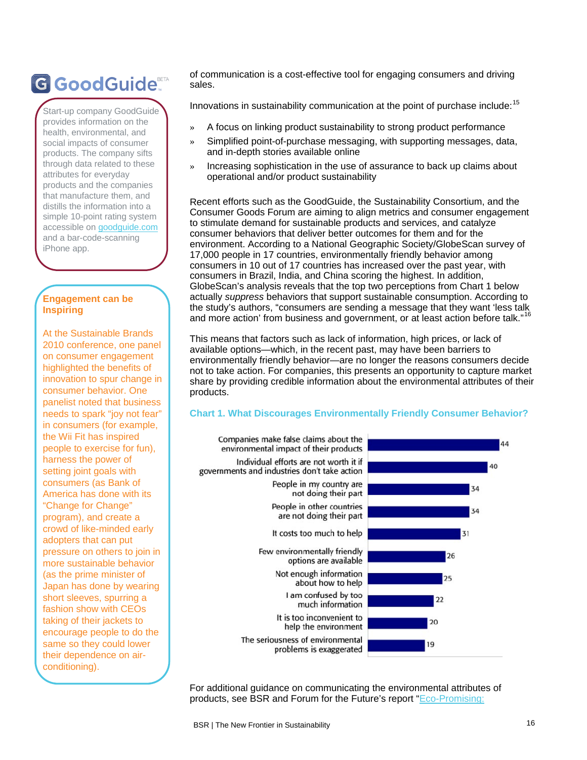GoodGuide BETA

Start-up company GoodGuide provides information on the health, environmental, and social impacts of consumer products. The company sifts through data related to these attributes for everyday products and the companies that manufacture them, and distills the information into a simple 10-point rating system accessible on [goodguide.com](http://goodguide.com) and a bar-code-scanning iPhone app.

**Engagement can be Inspiring**

At the Sustainable Brands 2010 conference, one panel on consumer engagement highlighted the benefits of innovation to spur change in consumer behavior. One panelist noted that business needs to spark "joy not fear" in consumers (for example, the Wii Fit has inspired people to exercise for fun), harness the power of setting joint goals with consumers (as Bank of America has done with its "Change for Change" program), and create a crowd of like-minded early adopters that can put pressure on others to join in more sustainable behavior (as the prime minister of Japan has done by wearing short sleeves, spurring a fashion show with CEOs taking of their jackets to encourage people to do the same so they could lower their dependence on air-conditioning).

of communication is a cost-effective tool for engaging consumers and driving sales.

Innovations in sustainability communication at the point of purchase include:[15]

- A focus on linking product sustainability to strong product performance
- Simplified point-of-purchase messaging, with supporting messages, data, and in-depth stories available online
- Increasing sophistication in the use of assurance to back up claims about operational and/or product sustainability

Recent efforts such as the GoodGuide, the Sustainability Consortium, and the Consumer Goods Forum are aiming to align metrics and consumer engagement to stimulate demand for sustainable products and services, and catalyze consumer behaviors that deliver better outcomes for them and for the environment. According to a National Geographic Society/GlobeScan survey of 17,000 people in 17 countries, environmentally friendly behavior among consumers in 10 out of 17 countries has increased over the past year, with consumers in Brazil, India, and China scoring the highest. In addition, GlobeScan's analysis reveals that the top two perceptions from Chart 1 below actually *suppress* behaviors that support sustainable consumption. According to the study's authors, "consumers are sending a message that they want 'less talk and more action' from business and government, or at least action before talk."[16]

This means that factors such as lack of information, high prices, or lack of available options—which, in the recent past, may have been barriers to environmentally friendly behavior—are no longer the reasons consumers decide not to take action. For companies, this presents an opportunity to capture market share by providing credible information about the environmental attributes of their products.

**Chart 1. What Discourages Environmentally Friendly Consumer Behavior?**

| Factor | Value |
|---|---|
| Companies make false claims about the environmental impact of their products | 44 |
| Individual efforts are not worth it if governments and industries don't take action | 40 |
| People in my country are not doing their part | 34 |
| People in other countries are not doing their part | 34 |
| It costs too much to help | 31 |
| Few environmentally friendly options are available | 26 |
| Not enough information about how to help | 25 |
| I am confused by too much information | 22 |
| It is too inconvenient to help the environment | 20 |
| The seriousness of environmental problems is exaggerated | 19 |

For additional guidance on communicating the environmental attributes of products, see BSR and Forum for the Future's report "Eco-Promising: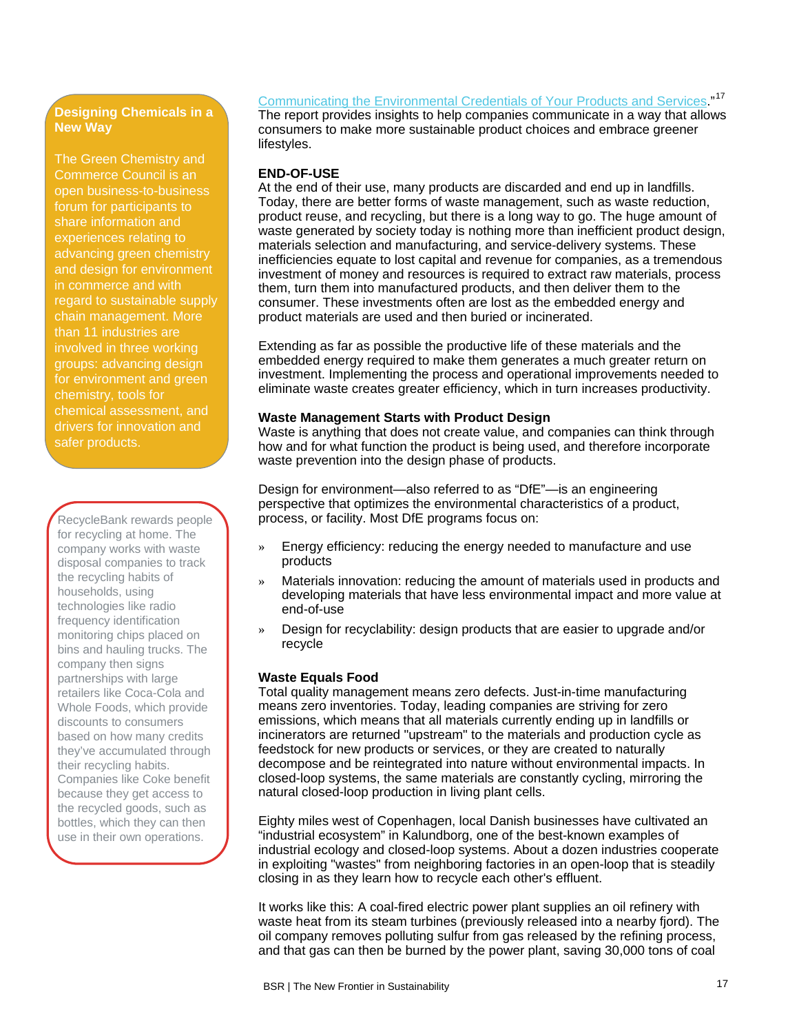[Communicating the Environmental Credentials of Your Products and Services](#)."[17] The report provides insights to help companies communicate in a way that allows consumers to make more sustainable product choices and embrace greener lifestyles.

## END-OF-USE

At the end of their use, many products are discarded and end up in landfills. Today, there are better forms of waste management, such as waste reduction, product reuse, and recycling, but there is a long way to go. The huge amount of waste generated by society today is nothing more than inefficient product design, materials selection and manufacturing, and service-delivery systems. These inefficiencies equate to lost capital and revenue for companies, as a tremendous investment of money and resources is required to extract raw materials, process them, turn them into manufactured products, and then deliver them to the consumer. These investments often are lost as the embedded energy and product materials are used and then buried or incinerated.

Extending as far as possible the productive life of these materials and the embedded energy required to make them generates a much greater return on investment. Implementing the process and operational improvements needed to eliminate waste creates greater efficiency, which in turn increases productivity.

### Waste Management Starts with Product Design

Waste is anything that does not create value, and companies can think through how and for what function the product is being used, and therefore incorporate waste prevention into the design phase of products.

Design for environment—also referred to as "DfE"—is an engineering perspective that optimizes the environmental characteristics of a product, process, or facility. Most DfE programs focus on:

- Energy efficiency: reducing the energy needed to manufacture and use products
- Materials innovation: reducing the amount of materials used in products and developing materials that have less environmental impact and more value at end-of-use
- Design for recyclability: design products that are easier to upgrade and/or recycle

### Waste Equals Food

Total quality management means zero defects. Just-in-time manufacturing means zero inventories. Today, leading companies are striving for zero emissions, which means that all materials currently ending up in landfills or incinerators are returned "upstream" to the materials and production cycle as feedstock for new products or services, or they are created to naturally decompose and be reintegrated into nature without environmental impacts. In closed-loop systems, the same materials are constantly cycling, mirroring the natural closed-loop production in living plant cells.

Eighty miles west of Copenhagen, local Danish businesses have cultivated an "industrial ecosystem" in Kalundborg, one of the best-known examples of industrial ecology and closed-loop systems. About a dozen industries cooperate in exploiting "wastes" from neighboring factories in an open-loop that is steadily closing in as they learn how to recycle each other's effluent.

It works like this: A coal-fired electric power plant supplies an oil refinery with waste heat from its steam turbines (previously released into a nearby fjord). The oil company removes polluting sulfur from gas released by the refining process, and that gas can then be burned by the power plant, saving 30,000 tons of coal

---

**Designing Chemicals in a New Way**

The Green Chemistry and Commerce Council is an open business-to-business forum for participants to share information and experiences relating to advancing green chemistry and design for environment in commerce and with regard to sustainable supply chain management. More than 11 industries are involved in three working groups: advancing design for environment and green chemistry, tools for chemical assessment, and drivers for innovation and safer products.

---

RecycleBank rewards people for recycling at home. The company works with waste disposal companies to track the recycling habits of households, using technologies like radio frequency identification monitoring chips placed on bins and hauling trucks. The company then signs partnerships with large retailers like Coca-Cola and Whole Foods, which provide discounts to consumers based on how many credits they've accumulated through their recycling habits. Companies like Coke benefit because they get access to the recycled goods, such as bottles, which they can then use in their own operations.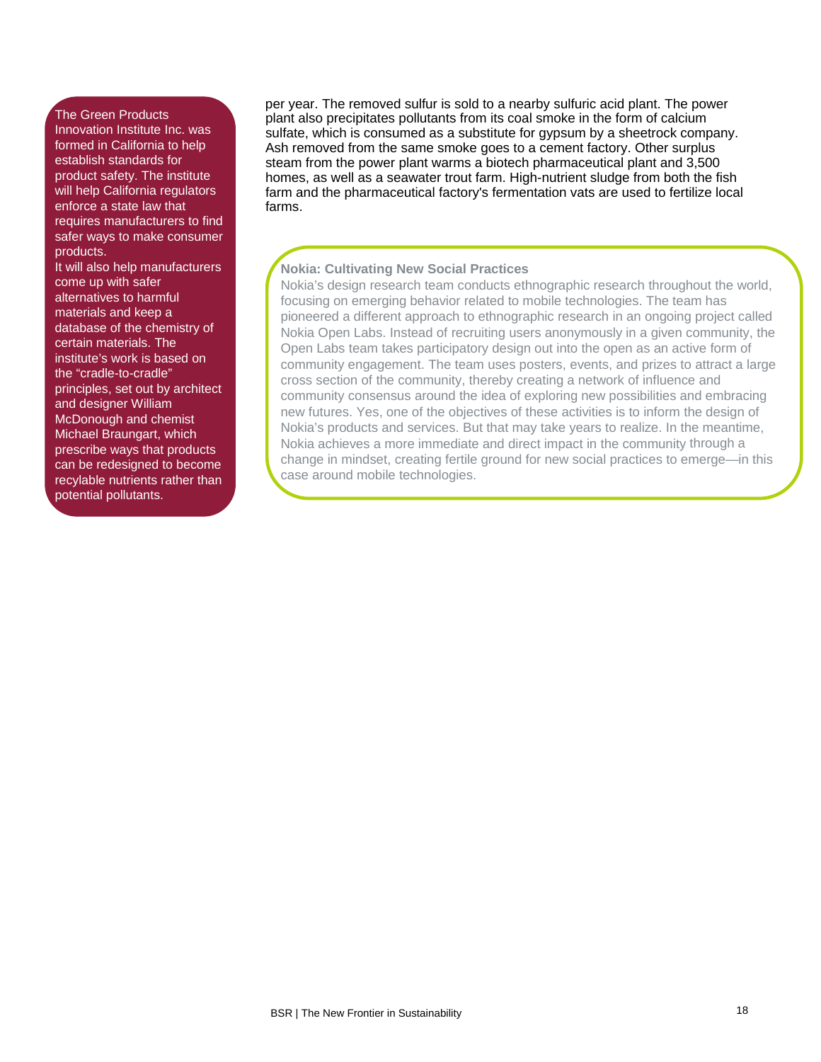per year. The removed sulfur is sold to a nearby sulfuric acid plant. The power plant also precipitates pollutants from its coal smoke in the form of calcium sulfate, which is consumed as a substitute for gypsum by a sheetrock company. Ash removed from the same smoke goes to a cement factory. Other surplus steam from the power plant warms a biotech pharmaceutical plant and 3,500 homes, as well as a seawater trout farm. High-nutrient sludge from both the fish farm and the pharmaceutical factory's fermentation vats are used to fertilize local farms.

The Green Products Innovation Institute Inc. was formed in California to help establish standards for product safety. The institute will help California regulators enforce a state law that requires manufacturers to find safer ways to make consumer products.

It will also help manufacturers come up with safer alternatives to harmful materials and keep a database of the chemistry of certain materials. The institute's work is based on the "cradle-to-cradle" principles, set out by architect and designer William McDonough and chemist Michael Braungart, which prescribe ways that products can be redesigned to become recylable nutrients rather than potential pollutants.

**Nokia: Cultivating New Social Practices**

Nokia's design research team conducts ethnographic research throughout the world, focusing on emerging behavior related to mobile technologies. The team has pioneered a different approach to ethnographic research in an ongoing project called Nokia Open Labs. Instead of recruiting users anonymously in a given community, the Open Labs team takes participatory design out into the open as an active form of community engagement. The team uses posters, events, and prizes to attract a large cross section of the community, thereby creating a network of influence and community consensus around the idea of exploring new possibilities and embracing new futures. Yes, one of the objectives of these activities is to inform the design of Nokia's products and services. But that may take years to realize. In the meantime, Nokia achieves a more immediate and direct impact in the community through a change in mindset, creating fertile ground for new social practices to emerge—in this case around mobile technologies.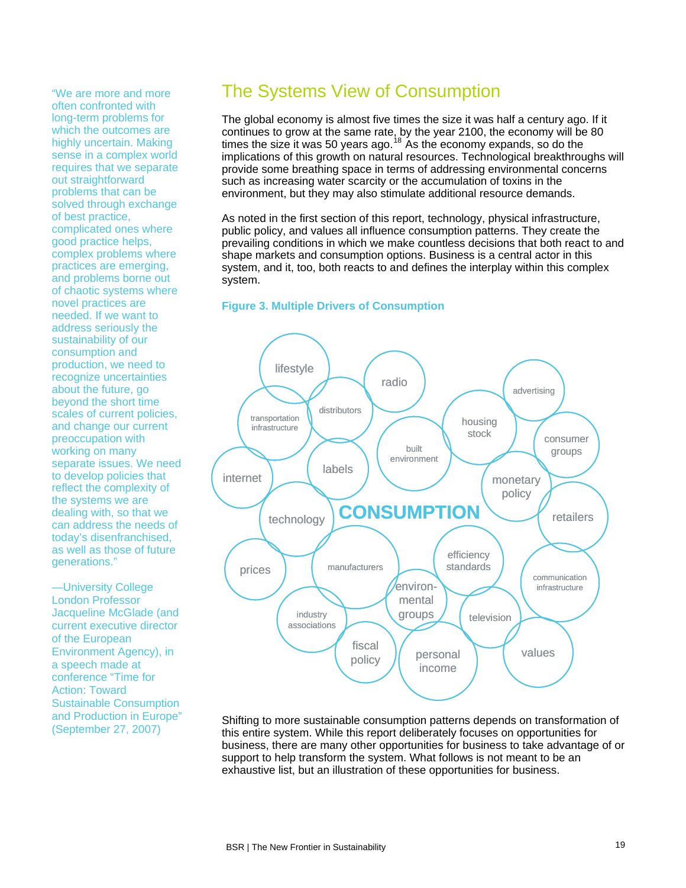> "We are more and more often confronted with long-term problems for which the outcomes are highly uncertain. Making sense in a complex world requires that we separate out straightforward problems that can be solved through exchange of best practice, complicated ones where good practice helps, complex problems where practices are emerging, and problems borne out of chaotic systems where novel practices are needed. If we want to address seriously the sustainability of our consumption and production, we need to recognize uncertainties about the future, go beyond the short time scales of current policies, and change our current preoccupation with working on many separate issues. We need to develop policies that reflect the complexity of the systems we are dealing with, so that we can address the needs of today's disenfranchised, as well as those of future generations."
>
> —University College London Professor Jacqueline McGlade (and current executive director of the European Environment Agency), in a speech made at conference "Time for Action: Toward Sustainable Consumption and Production in Europe" (September 27, 2007)

# The Systems View of Consumption

The global economy is almost five times the size it was half a century ago. If it continues to grow at the same rate, by the year 2100, the economy will be 80 times the size it was 50 years ago.[18] As the economy expands, so do the implications of this growth on natural resources. Technological breakthroughs will provide some breathing space in terms of addressing environmental concerns such as increasing water scarcity or the accumulation of toxins in the environment, but they may also stimulate additional resource demands.

As noted in the first section of this report, technology, physical infrastructure, public policy, and values all influence consumption patterns. They create the prevailing conditions in which we make countless decisions that both react to and shape markets and consumption options. Business is a central actor in this system, and it, too, both reacts to and defines the interplay within this complex system.

**Figure 3. Multiple Drivers of Consumption**

CONSUMPTION: lifestyle, radio, advertising, transportation infrastructure, distributors, housing stock, consumer groups, built environment, internet, labels, monetary policy, technology, retailers, prices, manufacturers, efficiency standards, communication infrastructure, environmental groups, industry associations, television, fiscal policy, personal income, values

Shifting to more sustainable consumption patterns depends on transformation of this entire system. While this report deliberately focuses on opportunities for business, there are many other opportunities for business to take advantage of or support to help transform the system. What follows is not meant to be an exhaustive list, but an illustration of these opportunities for business.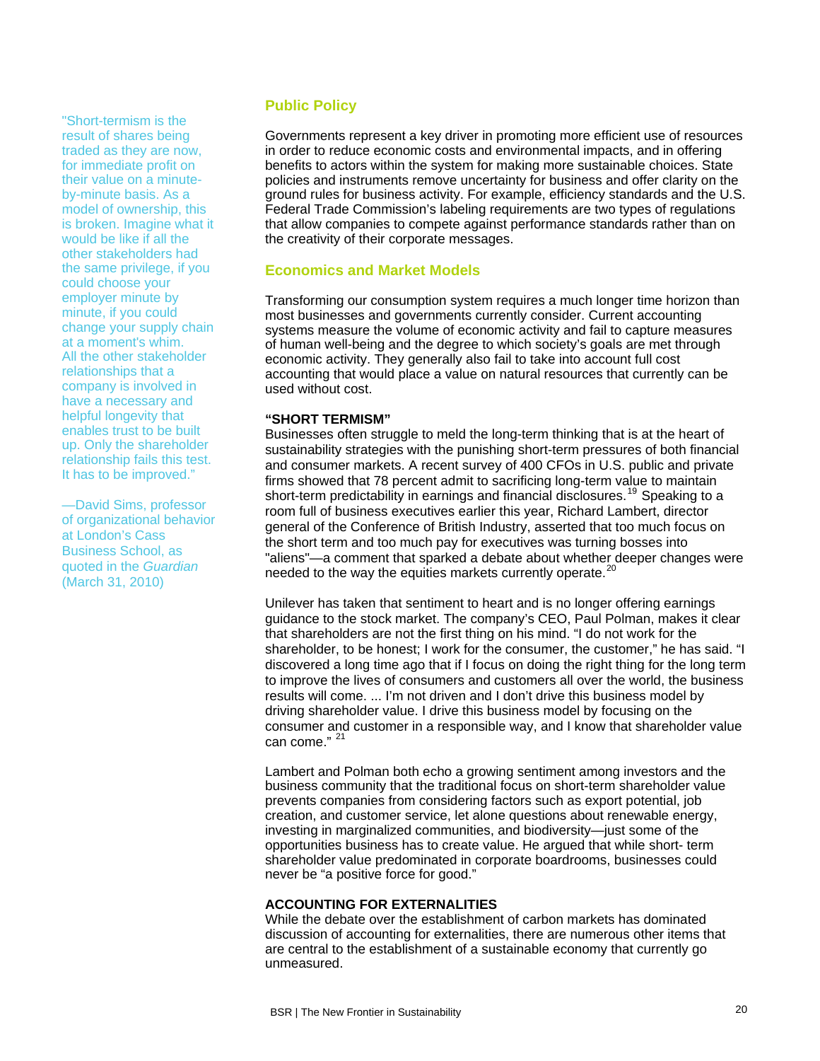"Short-termism is the result of shares being traded as they are now, for immediate profit on their value on a minute-by-minute basis. As a model of ownership, this is broken. Imagine what it would be like if all the other stakeholders had the same privilege, if you could choose your employer minute by minute, if you could change your supply chain at a moment's whim. All the other stakeholder relationships that a company is involved in have a necessary and helpful longevity that enables trust to be built up. Only the shareholder relationship fails this test. It has to be improved."

—David Sims, professor of organizational behavior at London's Cass Business School, as quoted in the *Guardian* (March 31, 2010)

## Public Policy

Governments represent a key driver in promoting more efficient use of resources in order to reduce economic costs and environmental impacts, and in offering benefits to actors within the system for making more sustainable choices. State policies and instruments remove uncertainty for business and offer clarity on the ground rules for business activity. For example, efficiency standards and the U.S. Federal Trade Commission's labeling requirements are two types of regulations that allow companies to compete against performance standards rather than on the creativity of their corporate messages.

## Economics and Market Models

Transforming our consumption system requires a much longer time horizon than most businesses and governments currently consider. Current accounting systems measure the volume of economic activity and fail to capture measures of human well-being and the degree to which society's goals are met through economic activity. They generally also fail to take into account full cost accounting that would place a value on natural resources that currently can be used without cost.

### "SHORT TERMISM"

Businesses often struggle to meld the long-term thinking that is at the heart of sustainability strategies with the punishing short-term pressures of both financial and consumer markets. A recent survey of 400 CFOs in U.S. public and private firms showed that 78 percent admit to sacrificing long-term value to maintain short-term predictability in earnings and financial disclosures.[19] Speaking to a room full of business executives earlier this year, Richard Lambert, director general of the Conference of British Industry, asserted that too much focus on the short term and too much pay for executives was turning bosses into "aliens"—a comment that sparked a debate about whether deeper changes were needed to the way the equities markets currently operate.[20]

Unilever has taken that sentiment to heart and is no longer offering earnings guidance to the stock market. The company's CEO, Paul Polman, makes it clear that shareholders are not the first thing on his mind. "I do not work for the shareholder, to be honest; I work for the consumer, the customer," he has said. "I discovered a long time ago that if I focus on doing the right thing for the long term to improve the lives of consumers and customers all over the world, the business results will come. ... I'm not driven and I don't drive this business model by driving shareholder value. I drive this business model by focusing on the consumer and customer in a responsible way, and I know that shareholder value can come." [21]

Lambert and Polman both echo a growing sentiment among investors and the business community that the traditional focus on short-term shareholder value prevents companies from considering factors such as export potential, job creation, and customer service, let alone questions about renewable energy, investing in marginalized communities, and biodiversity—just some of the opportunities business has to create value. He argued that while short- term shareholder value predominated in corporate boardrooms, businesses could never be "a positive force for good."

### ACCOUNTING FOR EXTERNALITIES

While the debate over the establishment of carbon markets has dominated discussion of accounting for externalities, there are numerous other items that are central to the establishment of a sustainable economy that currently go unmeasured.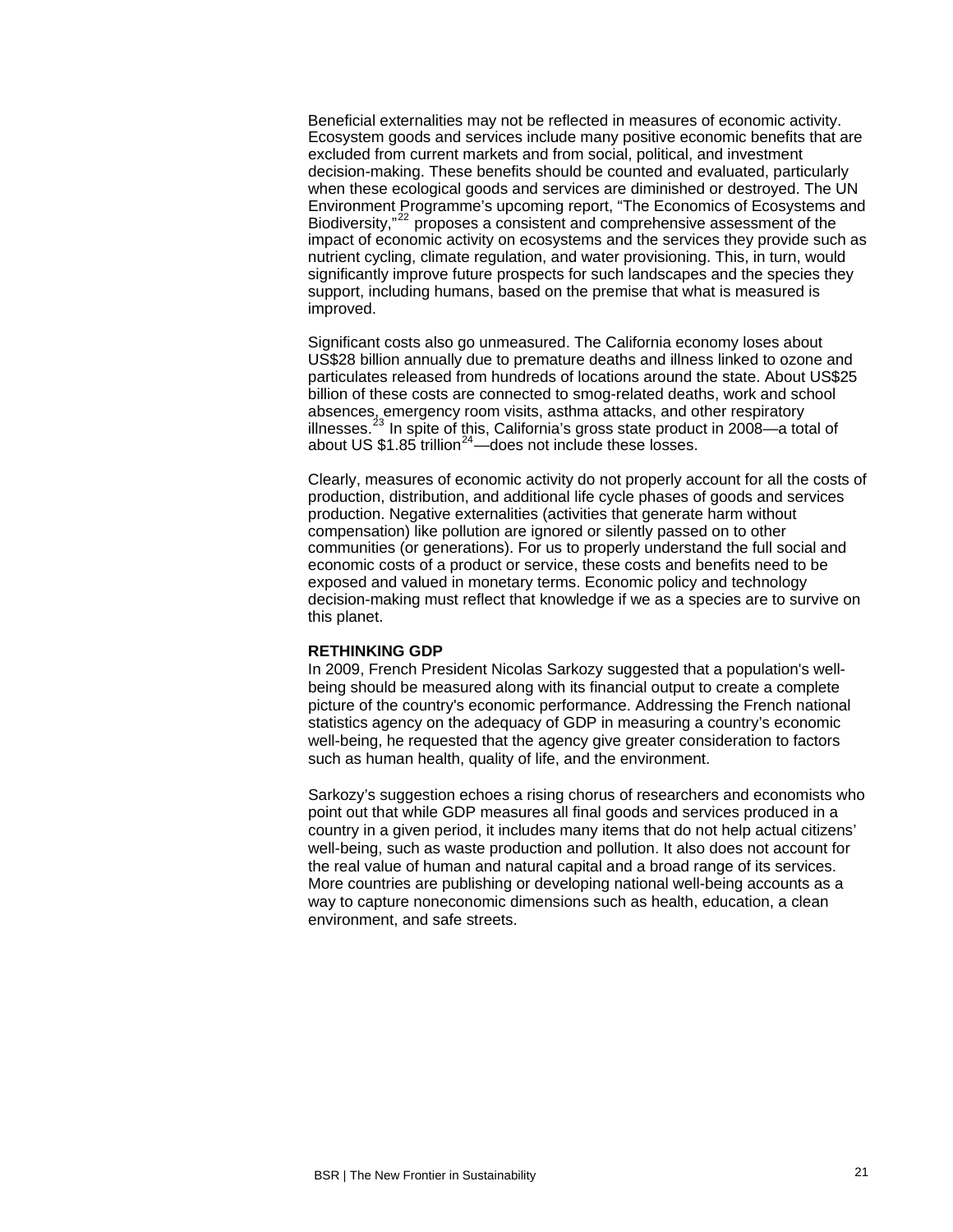Beneficial externalities may not be reflected in measures of economic activity. Ecosystem goods and services include many positive economic benefits that are excluded from current markets and from social, political, and investment decision-making. These benefits should be counted and evaluated, particularly when these ecological goods and services are diminished or destroyed. The UN Environment Programme's upcoming report, "The Economics of Ecosystems and Biodiversity,"[22] proposes a consistent and comprehensive assessment of the impact of economic activity on ecosystems and the services they provide such as nutrient cycling, climate regulation, and water provisioning. This, in turn, would significantly improve future prospects for such landscapes and the species they support, including humans, based on the premise that what is measured is improved.

Significant costs also go unmeasured. The California economy loses about US$28 billion annually due to premature deaths and illness linked to ozone and particulates released from hundreds of locations around the state. About US$25 billion of these costs are connected to smog-related deaths, work and school absences, emergency room visits, asthma attacks, and other respiratory illnesses.[23] In spite of this, California's gross state product in 2008—a total of about US $1.85 trillion[24]—does not include these losses.

Clearly, measures of economic activity do not properly account for all the costs of production, distribution, and additional life cycle phases of goods and services production. Negative externalities (activities that generate harm without compensation) like pollution are ignored or silently passed on to other communities (or generations). For us to properly understand the full social and economic costs of a product or service, these costs and benefits need to be exposed and valued in monetary terms. Economic policy and technology decision-making must reflect that knowledge if we as a species are to survive on this planet.

**RETHINKING GDP**

In 2009, French President Nicolas Sarkozy suggested that a population's well-being should be measured along with its financial output to create a complete picture of the country's economic performance. Addressing the French national statistics agency on the adequacy of GDP in measuring a country's economic well-being, he requested that the agency give greater consideration to factors such as human health, quality of life, and the environment.

Sarkozy's suggestion echoes a rising chorus of researchers and economists who point out that while GDP measures all final goods and services produced in a country in a given period, it includes many items that do not help actual citizens' well-being, such as waste production and pollution. It also does not account for the real value of human and natural capital and a broad range of its services. More countries are publishing or developing national well-being accounts as a way to capture noneconomic dimensions such as health, education, a clean environment, and safe streets.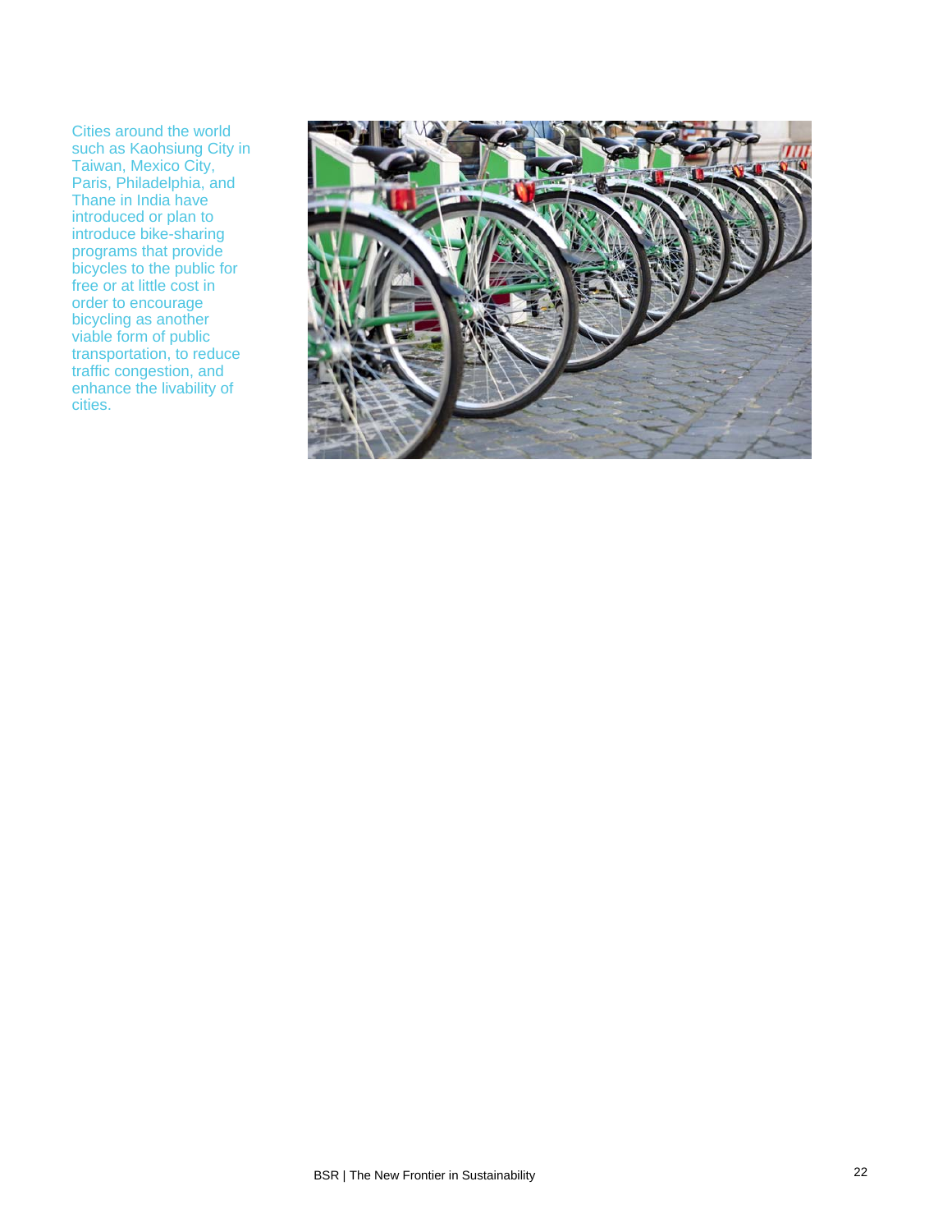Cities around the world such as Kaohsiung City in Taiwan, Mexico City, Paris, Philadelphia, and Thane in India have introduced or plan to introduce bike-sharing programs that provide bicycles to the public for free or at little cost in order to encourage bicycling as another viable form of public transportation, to reduce traffic congestion, and enhance the livability of cities.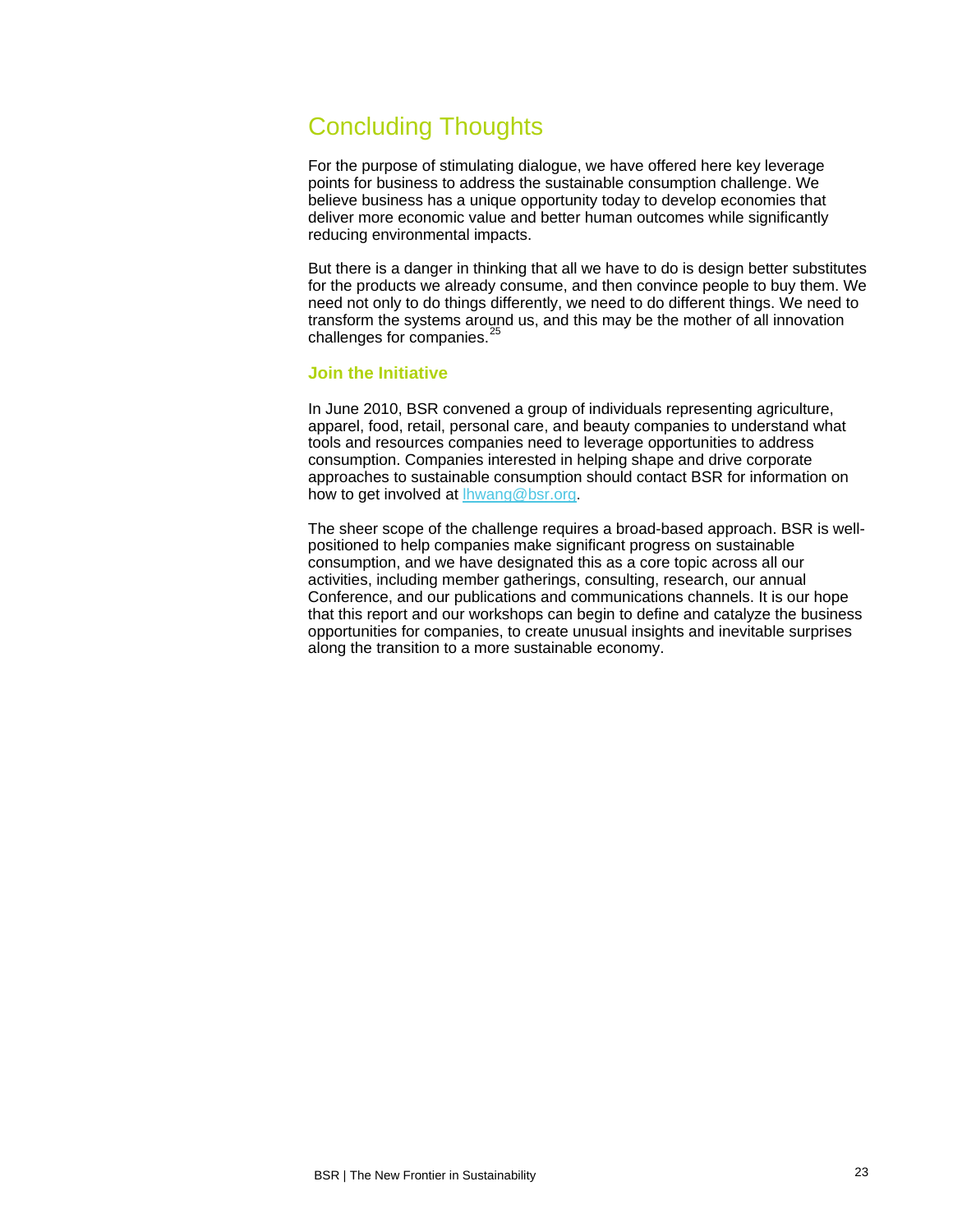# Concluding Thoughts

For the purpose of stimulating dialogue, we have offered here key leverage points for business to address the sustainable consumption challenge. We believe business has a unique opportunity today to develop economies that deliver more economic value and better human outcomes while significantly reducing environmental impacts.

But there is a danger in thinking that all we have to do is design better substitutes for the products we already consume, and then convince people to buy them. We need not only to do things differently, we need to do different things. We need to transform the systems around us, and this may be the mother of all innovation challenges for companies.[25]

## Join the Initiative

In June 2010, BSR convened a group of individuals representing agriculture, apparel, food, retail, personal care, and beauty companies to understand what tools and resources companies need to leverage opportunities to address consumption. Companies interested in helping shape and drive corporate approaches to sustainable consumption should contact BSR for information on how to get involved at lhwang@bsr.org.

The sheer scope of the challenge requires a broad-based approach. BSR is well-positioned to help companies make significant progress on sustainable consumption, and we have designated this as a core topic across all our activities, including member gatherings, consulting, research, our annual Conference, and our publications and communications channels. It is our hope that this report and our workshops can begin to define and catalyze the business opportunities for companies, to create unusual insights and inevitable surprises along the transition to a more sustainable economy.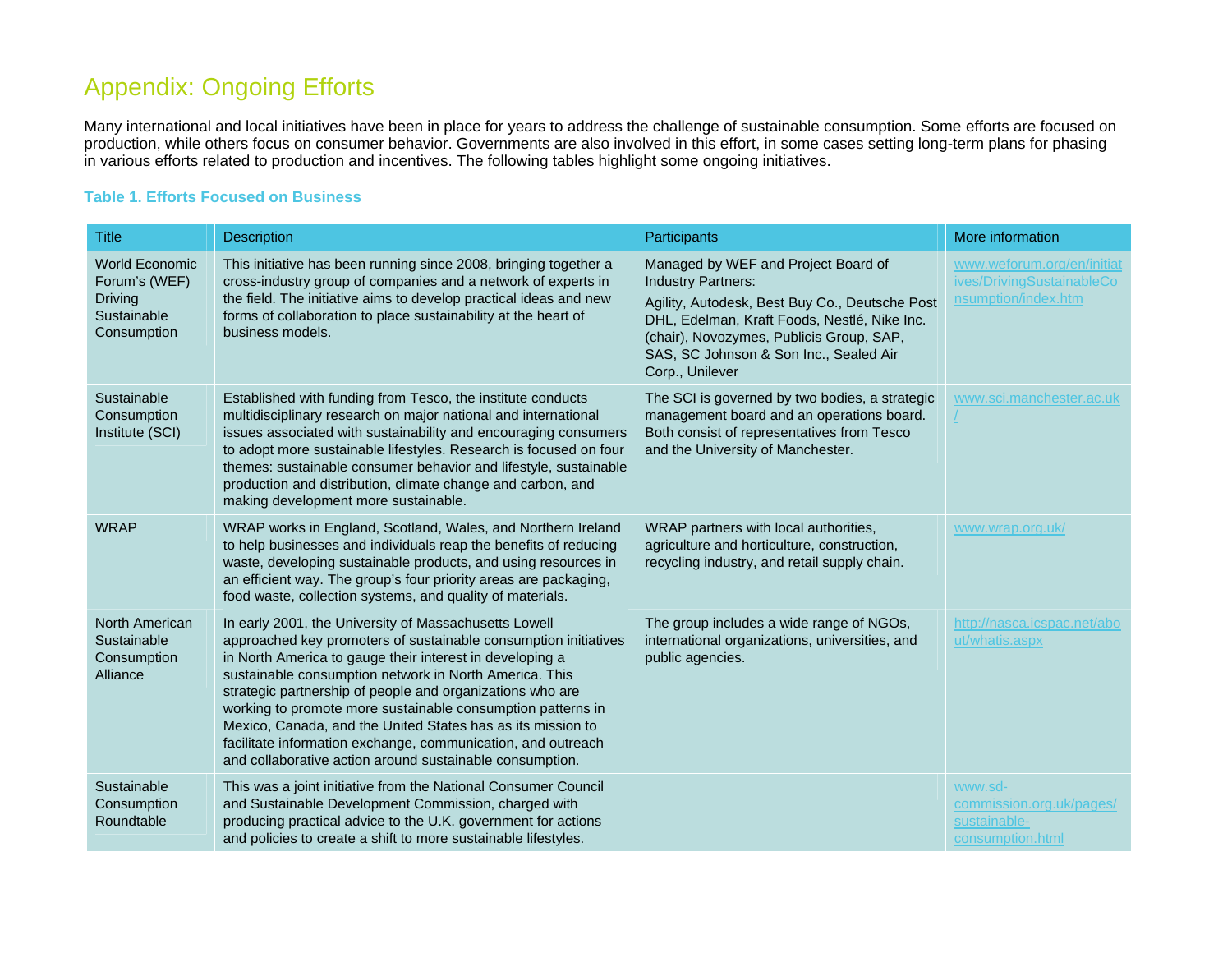# Appendix: Ongoing Efforts

Many international and local initiatives have been in place for years to address the challenge of sustainable consumption. Some efforts are focused on production, while others focus on consumer behavior. Governments are also involved in this effort, in some cases setting long-term plans for phasing in various efforts related to production and incentives. The following tables highlight some ongoing initiatives.

### Table 1. Efforts Focused on Business

| Title | Description | Participants | More information |
|---|---|---|---|
| World Economic Forum's (WEF) Driving Sustainable Consumption | This initiative has been running since 2008, bringing together a cross-industry group of companies and a network of experts in the field. The initiative aims to develop practical ideas and new forms of collaboration to place sustainability at the heart of business models. | Managed by WEF and Project Board of Industry Partners:<br>Agility, Autodesk, Best Buy Co., Deutsche Post DHL, Edelman, Kraft Foods, Nestlé, Nike Inc. (chair), Novozymes, Publicis Group, SAP, SAS, SC Johnson & Son Inc., Sealed Air Corp., Unilever | www.weforum.org/en/initiatives/DrivingSustainableConsumption/index.htm |
| Sustainable Consumption Institute (SCI) | Established with funding from Tesco, the institute conducts multidisciplinary research on major national and international issues associated with sustainability and encouraging consumers to adopt more sustainable lifestyles. Research is focused on four themes: sustainable consumer behavior and lifestyle, sustainable production and distribution, climate change and carbon, and making development more sustainable. | The SCI is governed by two bodies, a strategic management board and an operations board. Both consist of representatives from Tesco and the University of Manchester. | www.sci.manchester.ac.uk/ |
| WRAP | WRAP works in England, Scotland, Wales, and Northern Ireland to help businesses and individuals reap the benefits of reducing waste, developing sustainable products, and using resources in an efficient way. The group's four priority areas are packaging, food waste, collection systems, and quality of materials. | WRAP partners with local authorities, agriculture and horticulture, construction, recycling industry, and retail supply chain. | www.wrap.org.uk/ |
| North American Sustainable Consumption Alliance | In early 2001, the University of Massachusetts Lowell approached key promoters of sustainable consumption initiatives in North America to gauge their interest in developing a sustainable consumption network in North America. This strategic partnership of people and organizations who are working to promote more sustainable consumption patterns in Mexico, Canada, and the United States has as its mission to facilitate information exchange, communication, and outreach and collaborative action around sustainable consumption. | The group includes a wide range of NGOs, international organizations, universities, and public agencies. | http://nasca.icspac.net/about/whatis.aspx |
| Sustainable Consumption Roundtable | This was a joint initiative from the National Consumer Council and Sustainable Development Commission, charged with producing practical advice to the U.K. government for actions and policies to create a shift to more sustainable lifestyles. | | www.sd-commission.org.uk/pages/sustainable-consumption.html |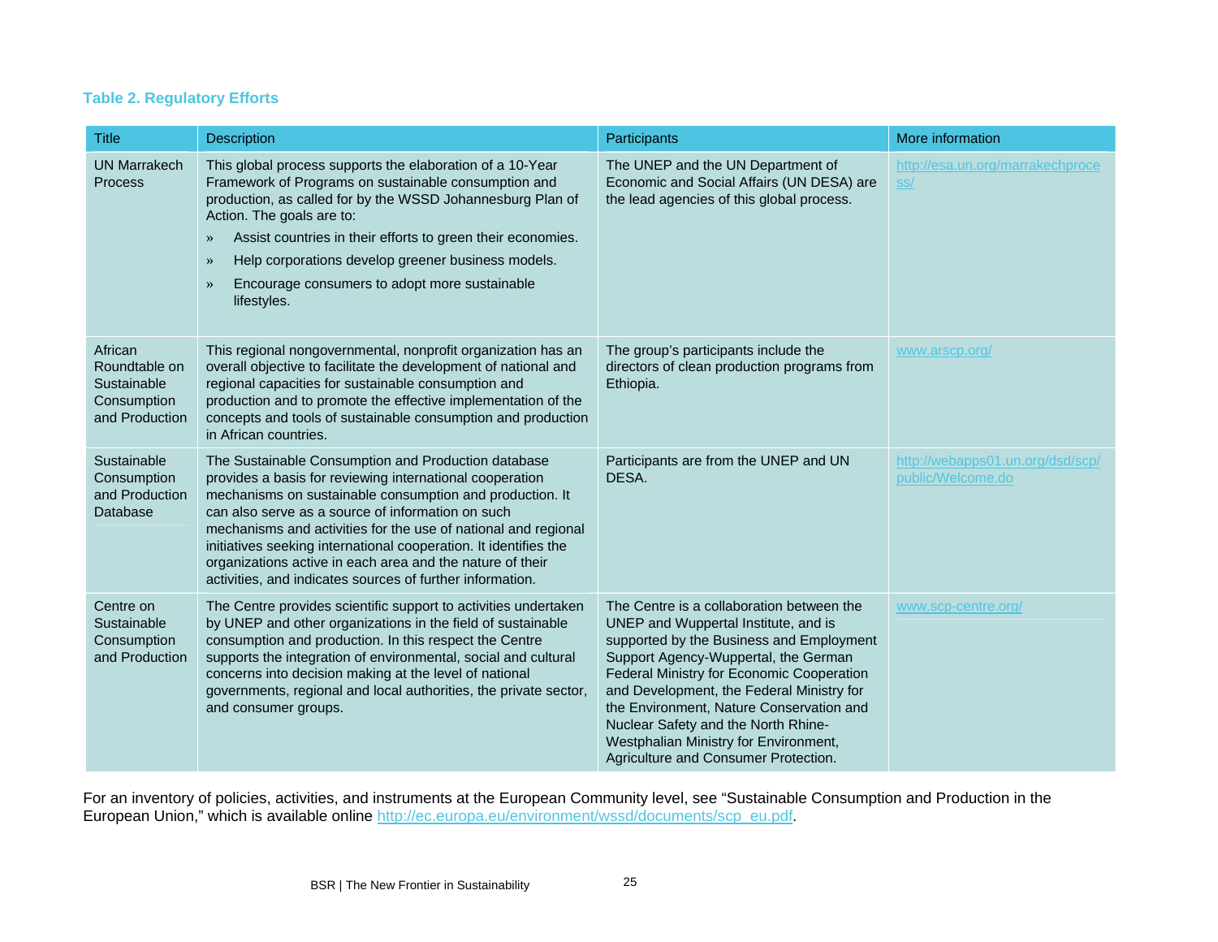**Table 2. Regulatory Efforts**

| Title | Description | Participants | More information |
|---|---|---|---|
| UN Marrakech Process | This global process supports the elaboration of a 10-Year Framework of Programs on sustainable consumption and production, as called for by the WSSD Johannesburg Plan of Action. The goals are to:<br>» Assist countries in their efforts to green their economies.<br>» Help corporations develop greener business models.<br>» Encourage consumers to adopt more sustainable lifestyles. | The UNEP and the UN Department of Economic and Social Affairs (UN DESA) are the lead agencies of this global process. | http://esa.un.org/marrakechprocess/ |
| African Roundtable on Sustainable Consumption and Production | This regional nongovernmental, nonprofit organization has an overall objective to facilitate the development of national and regional capacities for sustainable consumption and production and to promote the effective implementation of the concepts and tools of sustainable consumption and production in African countries. | The group's participants include the directors of clean production programs from Ethiopia. | www.arscp.org/ |
| Sustainable Consumption and Production Database | The Sustainable Consumption and Production database provides a basis for reviewing international cooperation mechanisms on sustainable consumption and production. It can also serve as a source of information on such mechanisms and activities for the use of national and regional initiatives seeking international cooperation. It identifies the organizations active in each area and the nature of their activities, and indicates sources of further information. | Participants are from the UNEP and UN DESA. | http://webapps01.un.org/dsd/scp/public/Welcome.do |
| Centre on Sustainable Consumption and Production | The Centre provides scientific support to activities undertaken by UNEP and other organizations in the field of sustainable consumption and production. In this respect the Centre supports the integration of environmental, social and cultural concerns into decision making at the level of national governments, regional and local authorities, the private sector, and consumer groups. | The Centre is a collaboration between the UNEP and Wuppertal Institute, and is supported by the Business and Employment Support Agency-Wuppertal, the German Federal Ministry for Economic Cooperation and Development, the Federal Ministry for the Environment, Nature Conservation and Nuclear Safety and the North Rhine-Westphalian Ministry for Environment, Agriculture and Consumer Protection. | www.scp-centre.org/ |

For an inventory of policies, activities, and instruments at the European Community level, see "Sustainable Consumption and Production in the European Union," which is available online http://ec.europa.eu/environment/wssd/documents/scp_eu.pdf.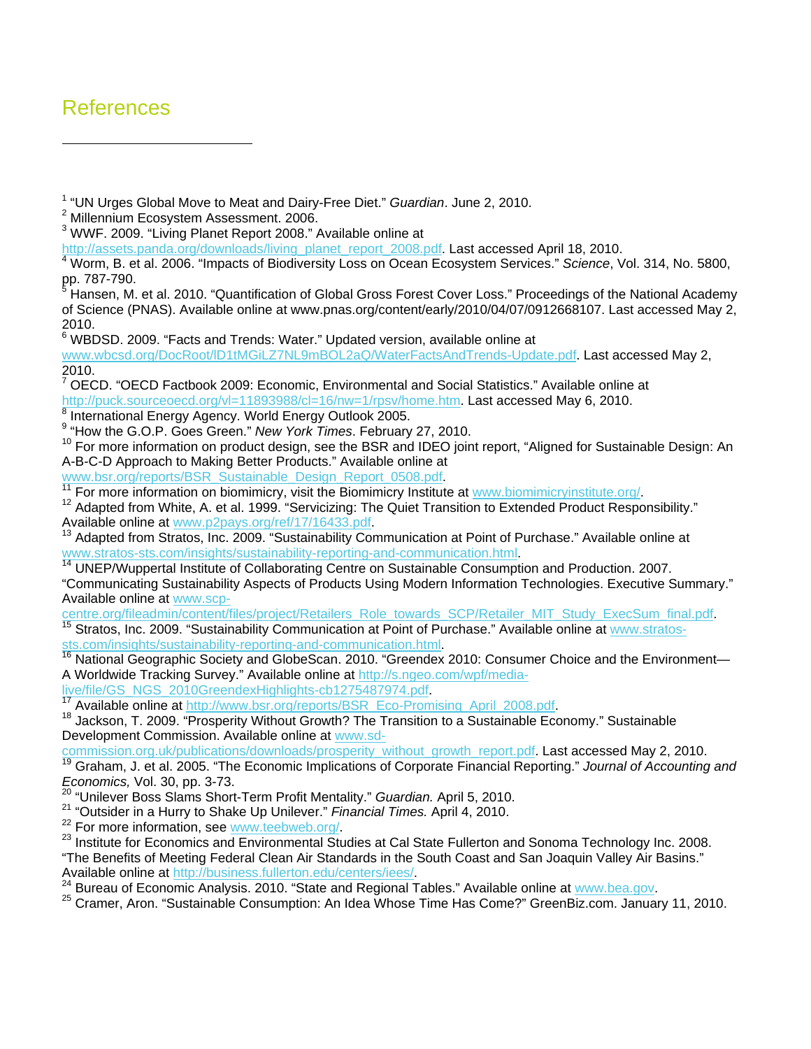# References

[1] "UN Urges Global Move to Meat and Dairy-Free Diet." *Guardian*. June 2, 2010.

[2] Millennium Ecosystem Assessment. 2006.

[3] WWF. 2009. "Living Planet Report 2008." Available online at http://assets.panda.org/downloads/living_planet_report_2008.pdf. Last accessed April 18, 2010.

[4] Worm, B. et al. 2006. "Impacts of Biodiversity Loss on Ocean Ecosystem Services." *Science*, Vol. 314, No. 5800, pp. 787-790.

[5] Hansen, M. et al. 2010. "Quantification of Global Gross Forest Cover Loss." Proceedings of the National Academy of Science (PNAS). Available online at www.pnas.org/content/early/2010/04/07/0912668107. Last accessed May 2, 2010.

[6] WBDSD. 2009. "Facts and Trends: Water." Updated version, available online at www.wbcsd.org/DocRoot/lD1tMGiLZ7NL9mBOL2aQ/WaterFactsAndTrends-Update.pdf. Last accessed May 2, 2010.

[7] OECD. "OECD Factbook 2009: Economic, Environmental and Social Statistics." Available online at http://puck.sourceoecd.org/vl=11893988/cl=16/nw=1/rpsv/home.htm. Last accessed May 6, 2010.

[8] International Energy Agency. World Energy Outlook 2005.

[9] "How the G.O.P. Goes Green." *New York Times*. February 27, 2010.

[10] For more information on product design, see the BSR and IDEO joint report, "Aligned for Sustainable Design: An A-B-C-D Approach to Making Better Products." Available online at www.bsr.org/reports/BSR_Sustainable_Design_Report_0508.pdf.

[11] For more information on biomimicry, visit the Biomimicry Institute at www.biomimicryinstitute.org/.

[12] Adapted from White, A. et al. 1999. "Servicizing: The Quiet Transition to Extended Product Responsibility." Available online at www.p2pays.org/ref/17/16433.pdf.

[13] Adapted from Stratos, Inc. 2009. "Sustainability Communication at Point of Purchase." Available online at www.stratos-sts.com/insights/sustainability-reporting-and-communication.html.

[14] UNEP/Wuppertal Institute of Collaborating Centre on Sustainable Consumption and Production. 2007. "Communicating Sustainability Aspects of Products Using Modern Information Technologies. Executive Summary." Available online at www.scp-centre.org/fileadmin/content/files/project/Retailers_Role_towards_SCP/Retailer_MIT_Study_ExecSum_final.pdf.

[15] Stratos, Inc. 2009. "Sustainability Communication at Point of Purchase." Available online at www.stratos-sts.com/insights/sustainability-reporting-and-communication.html.

[16] National Geographic Society and GlobeScan. 2010. "Greendex 2010: Consumer Choice and the Environment—A Worldwide Tracking Survey." Available online at http://s.ngeo.com/wpf/media-live/file/GS_NGS_2010GreendexHighlights-cb1275487974.pdf.

[17] Available online at http://www.bsr.org/reports/BSR_Eco-Promising_April_2008.pdf.

[18] Jackson, T. 2009. "Prosperity Without Growth? The Transition to a Sustainable Economy." Sustainable Development Commission. Available online at www.sd-commission.org.uk/publications/downloads/prosperity_without_growth_report.pdf. Last accessed May 2, 2010.

[19] Graham, J. et al. 2005. "The Economic Implications of Corporate Financial Reporting." *Journal of Accounting and Economics,* Vol. 30, pp. 3-73.

[20] "Unilever Boss Slams Short-Term Profit Mentality." *Guardian.* April 5, 2010.

[21] "Outsider in a Hurry to Shake Up Unilever." *Financial Times.* April 4, 2010.

[22] For more information, see www.teebweb.org/.

[23] Institute for Economics and Environmental Studies at Cal State Fullerton and Sonoma Technology Inc. 2008. "The Benefits of Meeting Federal Clean Air Standards in the South Coast and San Joaquin Valley Air Basins." Available online at http://business.fullerton.edu/centers/iees/.

[24] Bureau of Economic Analysis. 2010. "State and Regional Tables." Available online at www.bea.gov.

[25] Cramer, Aron. "Sustainable Consumption: An Idea Whose Time Has Come?" GreenBiz.com. January 11, 2010.